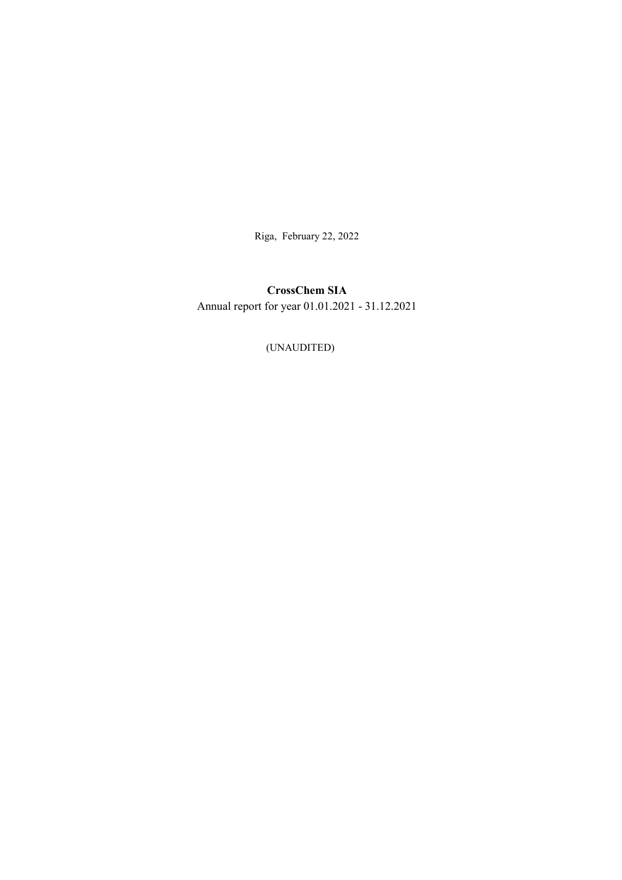Riga, February 22, 2022

**CrossChem SIA**

Annual report for year 01.01.2021 - 31.12.2021

(UNAUDITED)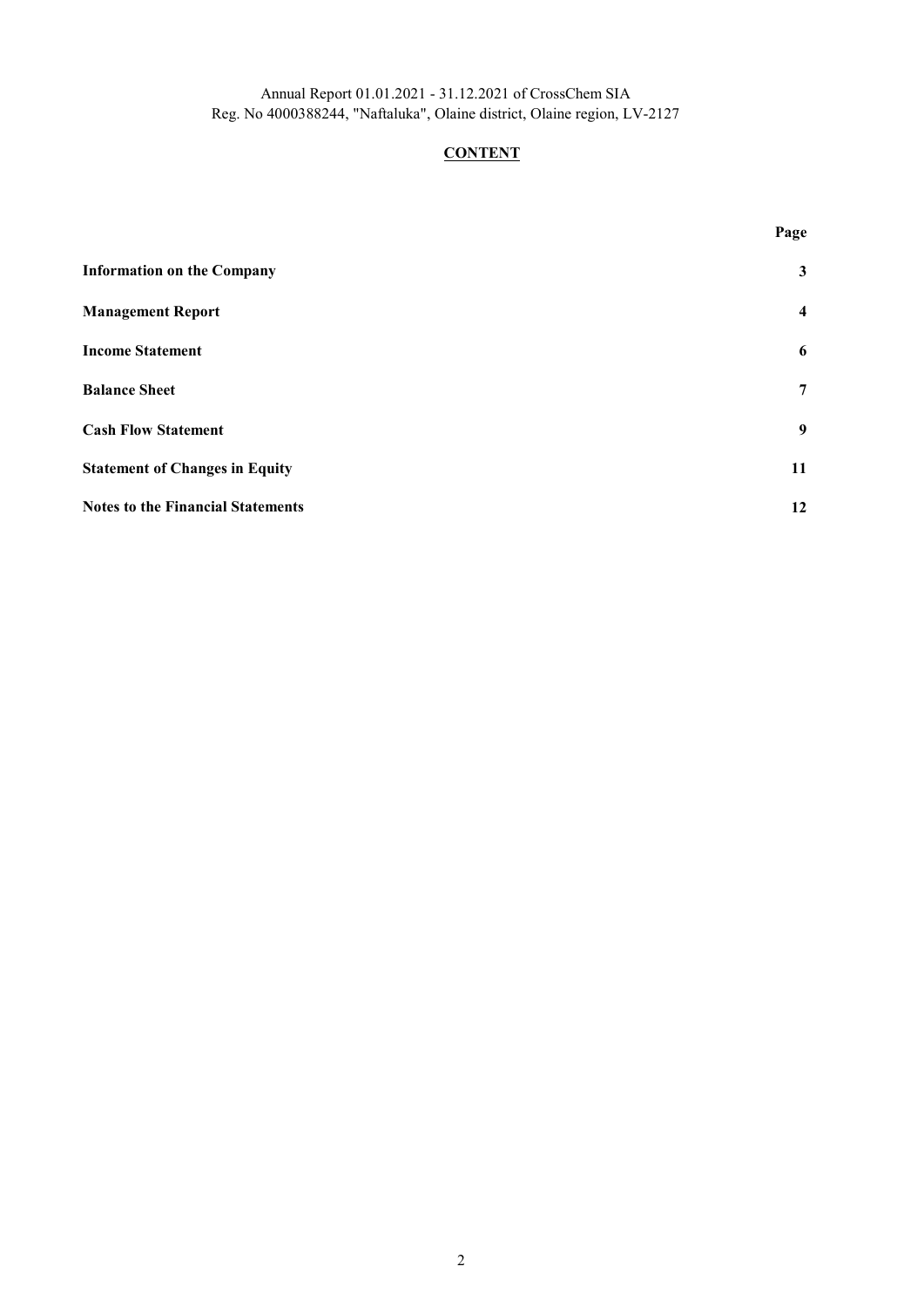## CONTENT

| | Page |
|---|---|
| **Information on the Company** | **3** |
| **Management Report** | **4** |
| **Income Statement** | **6** |
| **Balance Sheet** | **7** |
| **Cash Flow Statement** | **9** |
| **Statement of Changes in Equity** | **11** |
| **Notes to the Financial Statements** | **12** |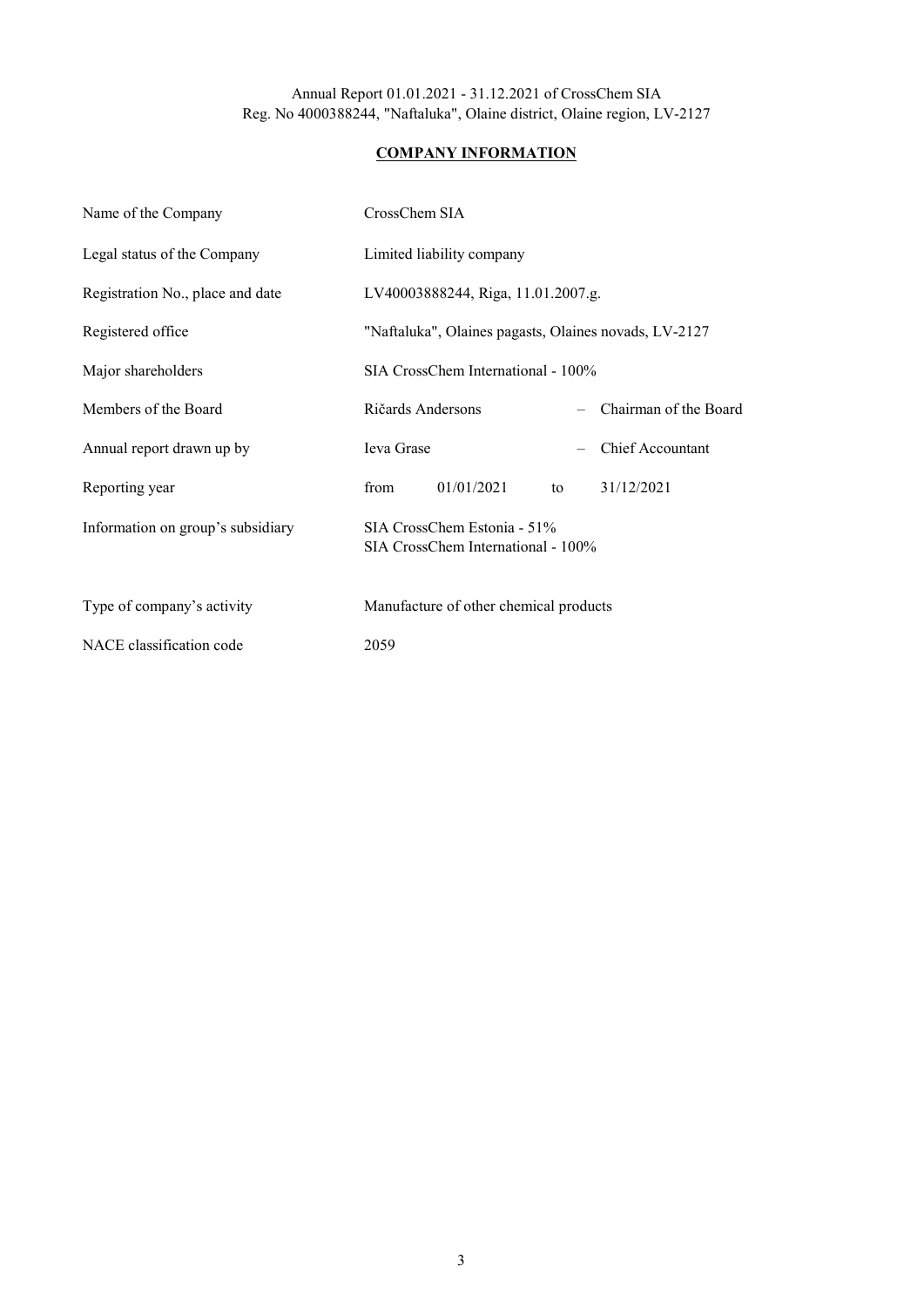Annual Report 01.01.2021 - 31.12.2021 of CrossChem SIA
Reg. No 4000388244, "Naftaluka", Olaine district, Olaine region, LV-2127

## COMPANY INFORMATION

| | |
|---|---|
| Name of the Company | CrossChem SIA |
| Legal status of the Company | Limited liability company |
| Registration No., place and date | LV40003888244, Riga, 11.01.2007.g. |
| Registered office | "Naftaluka", Olaines pagasts, Olaines novads, LV-2127 |
| Major shareholders | SIA CrossChem International - 100% |
| Members of the Board | Ričards Andersons – Chairman of the Board |
| Annual report drawn up by | Ieva Grase – Chief Accountant |
| Reporting year | from 01/01/2021 to 31/12/2021 |
| Information on group's subsidiary | SIA CrossChem Estonia - 51%<br>SIA CrossChem International - 100% |
| Type of company's activity | Manufacture of other chemical products |
| NACE classification code | 2059 |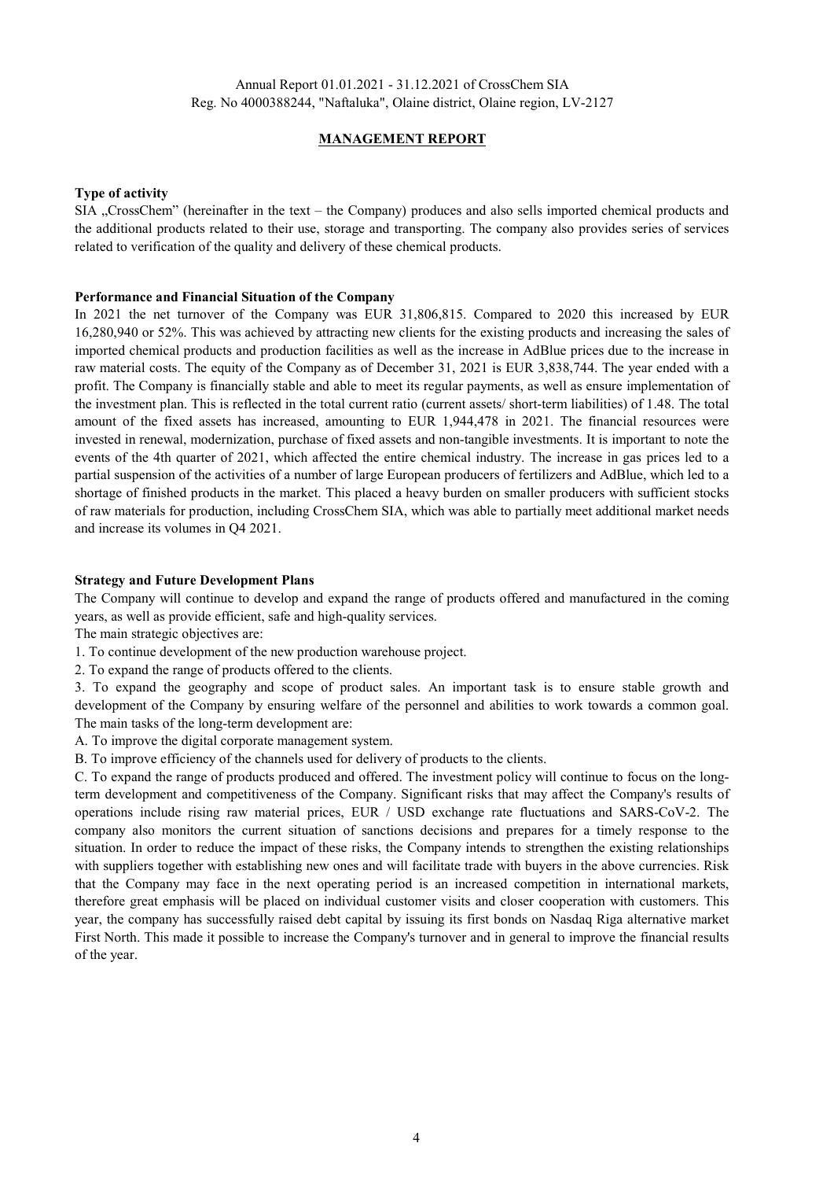Annual Report 01.01.2021 - 31.12.2021 of CrossChem SIA
Reg. No 4000388244, "Naftaluka", Olaine district, Olaine region, LV-2127

## MANAGEMENT REPORT

**Type of activity**

SIA „CrossChem" (hereinafter in the text – the Company) produces and also sells imported chemical products and the additional products related to their use, storage and transporting. The company also provides series of services related to verification of the quality and delivery of these chemical products.

**Performance and Financial Situation of the Company**

In 2021 the net turnover of the Company was EUR 31,806,815. Compared to 2020 this increased by EUR 16,280,940 or 52%. This was achieved by attracting new clients for the existing products and increasing the sales of imported chemical products and production facilities as well as the increase in AdBlue prices due to the increase in raw material costs. The equity of the Company as of December 31, 2021 is EUR 3,838,744. The year ended with a profit. The Company is financially stable and able to meet its regular payments, as well as ensure implementation of the investment plan. This is reflected in the total current ratio (current assets/ short-term liabilities) of 1.48. The total amount of the fixed assets has increased, amounting to EUR 1,944,478 in 2021. The financial resources were invested in renewal, modernization, purchase of fixed assets and non-tangible investments. It is important to note the events of the 4th quarter of 2021, which affected the entire chemical industry. The increase in gas prices led to a partial suspension of the activities of a number of large European producers of fertilizers and AdBlue, which led to a shortage of finished products in the market. This placed a heavy burden on smaller producers with sufficient stocks of raw materials for production, including CrossChem SIA, which was able to partially meet additional market needs and increase its volumes in Q4 2021.

**Strategy and Future Development Plans**

The Company will continue to develop and expand the range of products offered and manufactured in the coming years, as well as provide efficient, safe and high-quality services.

The main strategic objectives are:

1. To continue development of the new production warehouse project.
2. To expand the range of products offered to the clients.
3. To expand the geography and scope of product sales. An important task is to ensure stable growth and development of the Company by ensuring welfare of the personnel and abilities to work towards a common goal.

The main tasks of the long-term development are:

A. To improve the digital corporate management system.

B. To improve efficiency of the channels used for delivery of products to the clients.

C. To expand the range of products produced and offered. The investment policy will continue to focus on the long-term development and competitiveness of the Company. Significant risks that may affect the Company's results of operations include rising raw material prices, EUR / USD exchange rate fluctuations and SARS-CoV-2. The company also monitors the current situation of sanctions decisions and prepares for a timely response to the situation. In order to reduce the impact of these risks, the Company intends to strengthen the existing relationships with suppliers together with establishing new ones and will facilitate trade with buyers in the above currencies. Risk that the Company may face in the next operating period is an increased competition in international markets, therefore great emphasis will be placed on individual customer visits and closer cooperation with customers. This year, the company has successfully raised debt capital by issuing its first bonds on Nasdaq Riga alternative market First North. This made it possible to increase the Company's turnover and in general to improve the financial results of the year.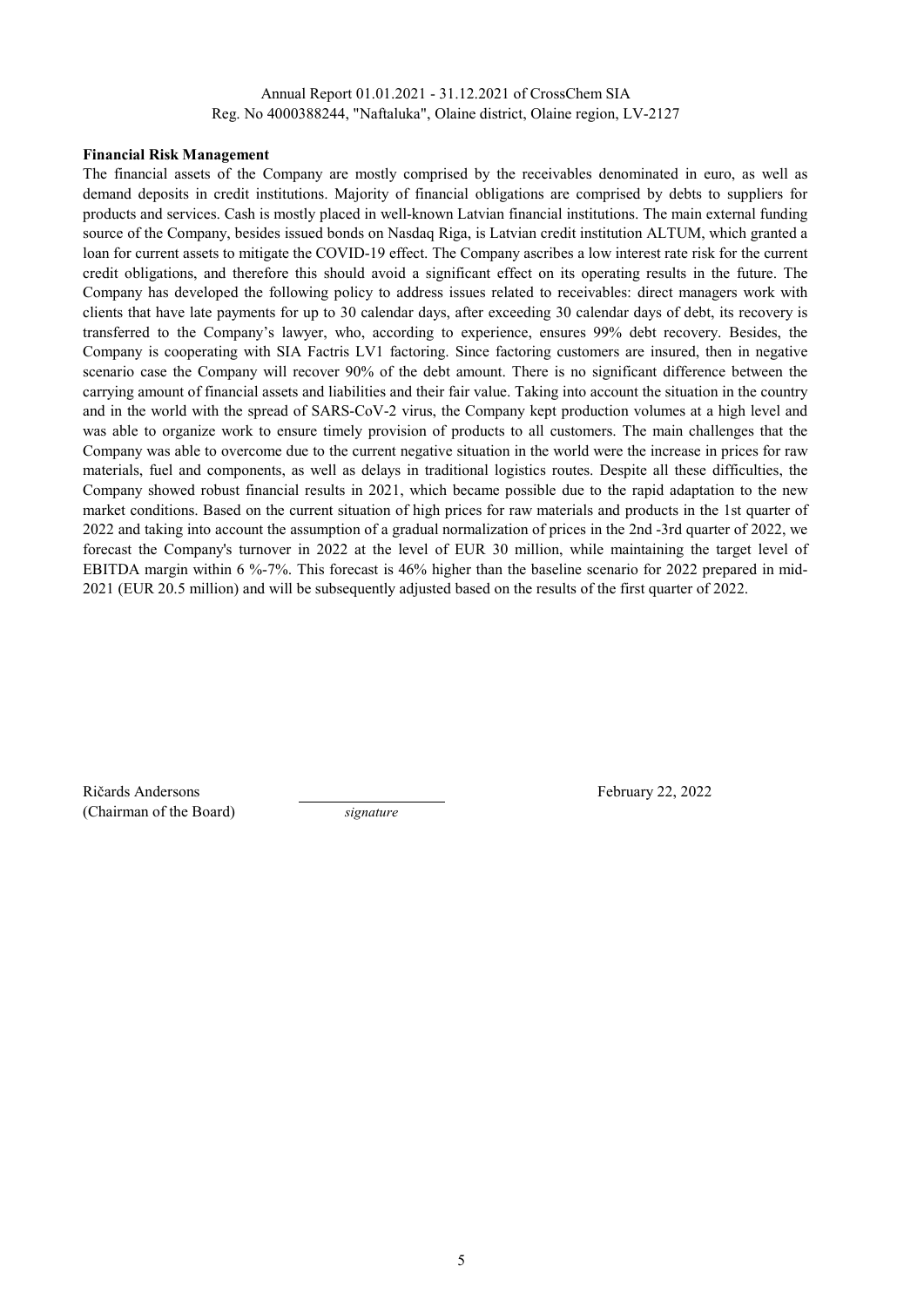**Financial Risk Management**

The financial assets of the Company are mostly comprised by the receivables denominated in euro, as well as demand deposits in credit institutions. Majority of financial obligations are comprised by debts to suppliers for products and services. Cash is mostly placed in well-known Latvian financial institutions. The main external funding source of the Company, besides issued bonds on Nasdaq Riga, is Latvian credit institution ALTUM, which granted a loan for current assets to mitigate the COVID-19 effect. The Company ascribes a low interest rate risk for the current credit obligations, and therefore this should avoid a significant effect on its operating results in the future. The Company has developed the following policy to address issues related to receivables: direct managers work with clients that have late payments for up to 30 calendar days, after exceeding 30 calendar days of debt, its recovery is transferred to the Company's lawyer, who, according to experience, ensures 99% debt recovery. Besides, the Company is cooperating with SIA Factris LV1 factoring. Since factoring customers are insured, then in negative scenario case the Company will recover 90% of the debt amount. There is no significant difference between the carrying amount of financial assets and liabilities and their fair value. Taking into account the situation in the country and in the world with the spread of SARS-CoV-2 virus, the Company kept production volumes at a high level and was able to organize work to ensure timely provision of products to all customers. The main challenges that the Company was able to overcome due to the current negative situation in the world were the increase in prices for raw materials, fuel and components, as well as delays in traditional logistics routes. Despite all these difficulties, the Company showed robust financial results in 2021, which became possible due to the rapid adaptation to the new market conditions. Based on the current situation of high prices for raw materials and products in the 1st quarter of 2022 and taking into account the assumption of a gradual normalization of prices in the 2nd -3rd quarter of 2022, we forecast the Company's turnover in 2022 at the level of EUR 30 million, while maintaining the target level of EBITDA margin within 6 %-7%. This forecast is 46% higher than the baseline scenario for 2022 prepared in mid-2021 (EUR 20.5 million) and will be subsequently adjusted based on the results of the first quarter of 2022.

Ričards Andersons
(Chairman of the Board)

*signature*

February 22, 2022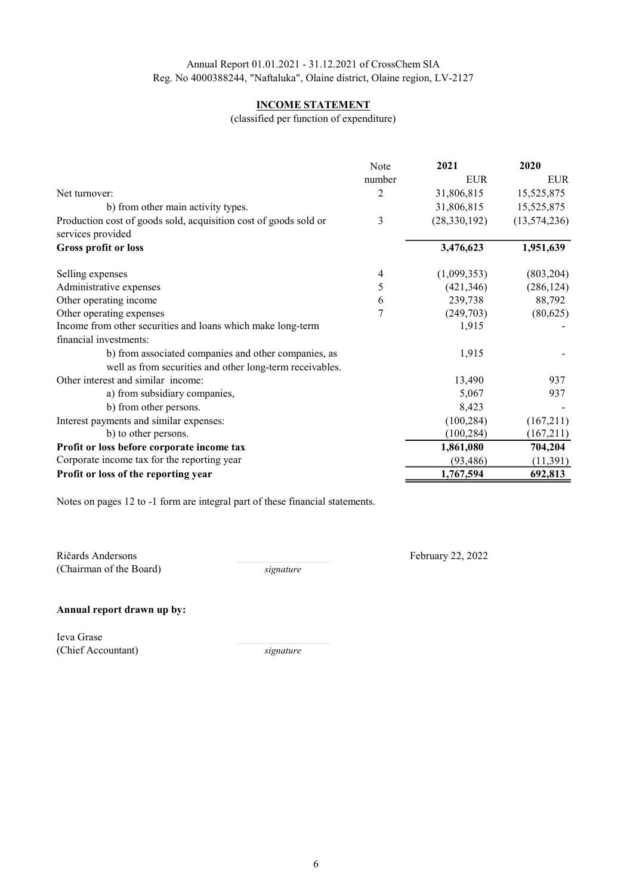Annual Report 01.01.2021 - 31.12.2021 of CrossChem SIA
Reg. No 4000388244, "Naftaluka", Olaine district, Olaine region, LV-2127

## INCOME STATEMENT

(classified per function of expenditure)

| | Note number | 2021 EUR | 2020 EUR |
|---|---|---|---|
| Net turnover: | 2 | 31,806,815 | 15,525,875 |
| b) from other main activity types. | | 31,806,815 | 15,525,875 |
| Production cost of goods sold, acquisition cost of goods sold or services provided | 3 | (28,330,192) | (13,574,236) |
| **Gross profit or loss** | | **3,476,623** | **1,951,639** |
| Selling expenses | 4 | (1,099,353) | (803,204) |
| Administrative expenses | 5 | (421,346) | (286,124) |
| Other operating income | 6 | 239,738 | 88,792 |
| Other operating expenses | 7 | (249,703) | (80,625) |
| Income from other securities and loans which make long-term financial investments: | | 1,915 | - |
| b) from associated companies and other companies, as well as from securities and other long-term receivables. | | 1,915 | - |
| Other interest and similar income: | | 13,490 | 937 |
| a) from subsidiary companies, | | 5,067 | 937 |
| b) from other persons. | | 8,423 | - |
| Interest payments and similar expenses: | | (100,284) | (167,211) |
| b) to other persons. | | (100,284) | (167,211) |
| **Profit or loss before corporate income tax** | | **1,861,080** | **704,204** |
| Corporate income tax for the reporting year | | (93,486) | (11,391) |
| **Profit or loss of the reporting year** | | **1,767,594** | **692,813** |

Notes on pages 12 to -1 form are integral part of these financial statements.

Ričards Andersons
(Chairman of the Board) *signature*

February 22, 2022

**Annual report drawn up by:**

Ieva Grase
(Chief Accountant) *signature*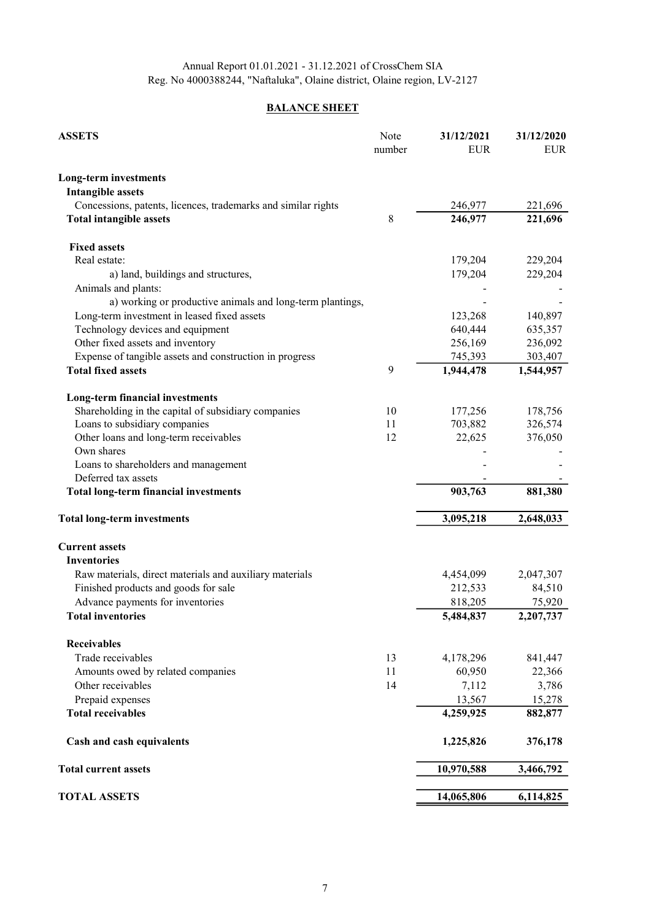Annual Report 01.01.2021 - 31.12.2021 of CrossChem SIA
Reg. No 4000388244, "Naftaluka", Olaine district, Olaine region, LV-2127

## BALANCE SHEET

| ASSETS | Note number | 31/12/2021 EUR | 31/12/2020 EUR |
|---|---|---|---|
| **Long-term investments** | | | |
| **Intangible assets** | | | |
| Concessions, patents, licences, trademarks and similar rights | | 246,977 | 221,696 |
| **Total intangible assets** | 8 | **246,977** | **221,696** |
| **Fixed assets** | | | |
| Real estate: | | 179,204 | 229,204 |
| a) land, buildings and structures, | | 179,204 | 229,204 |
| Animals and plants: | | - | - |
| a) working or productive animals and long-term plantings, | | - | - |
| Long-term investment in leased fixed assets | | 123,268 | 140,897 |
| Technology devices and equipment | | 640,444 | 635,357 |
| Other fixed assets and inventory | | 256,169 | 236,092 |
| Expense of tangible assets and construction in progress | | 745,393 | 303,407 |
| **Total fixed assets** | 9 | **1,944,478** | **1,544,957** |
| **Long-term financial investments** | | | |
| Shareholding in the capital of subsidiary companies | 10 | 177,256 | 178,756 |
| Loans to subsidiary companies | 11 | 703,882 | 326,574 |
| Other loans and long-term receivables | 12 | 22,625 | 376,050 |
| Own shares | | - | - |
| Loans to shareholders and management | | - | - |
| Deferred tax assets | | - | - |
| **Total long-term financial investments** | | **903,763** | **881,380** |
| **Total long-term investments** | | **3,095,218** | **2,648,033** |
| **Current assets** | | | |
| **Inventories** | | | |
| Raw materials, direct materials and auxiliary materials | | 4,454,099 | 2,047,307 |
| Finished products and goods for sale | | 212,533 | 84,510 |
| Advance payments for inventories | | 818,205 | 75,920 |
| **Total inventories** | | **5,484,837** | **2,207,737** |
| **Receivables** | | | |
| Trade receivables | 13 | 4,178,296 | 841,447 |
| Amounts owed by related companies | 11 | 60,950 | 22,366 |
| Other receivables | 14 | 7,112 | 3,786 |
| Prepaid expenses | | 13,567 | 15,278 |
| **Total receivables** | | **4,259,925** | **882,877** |
| **Cash and cash equivalents** | | **1,225,826** | **376,178** |
| **Total current assets** | | **10,970,588** | **3,466,792** |
| **TOTAL ASSETS** | | **14,065,806** | **6,114,825** |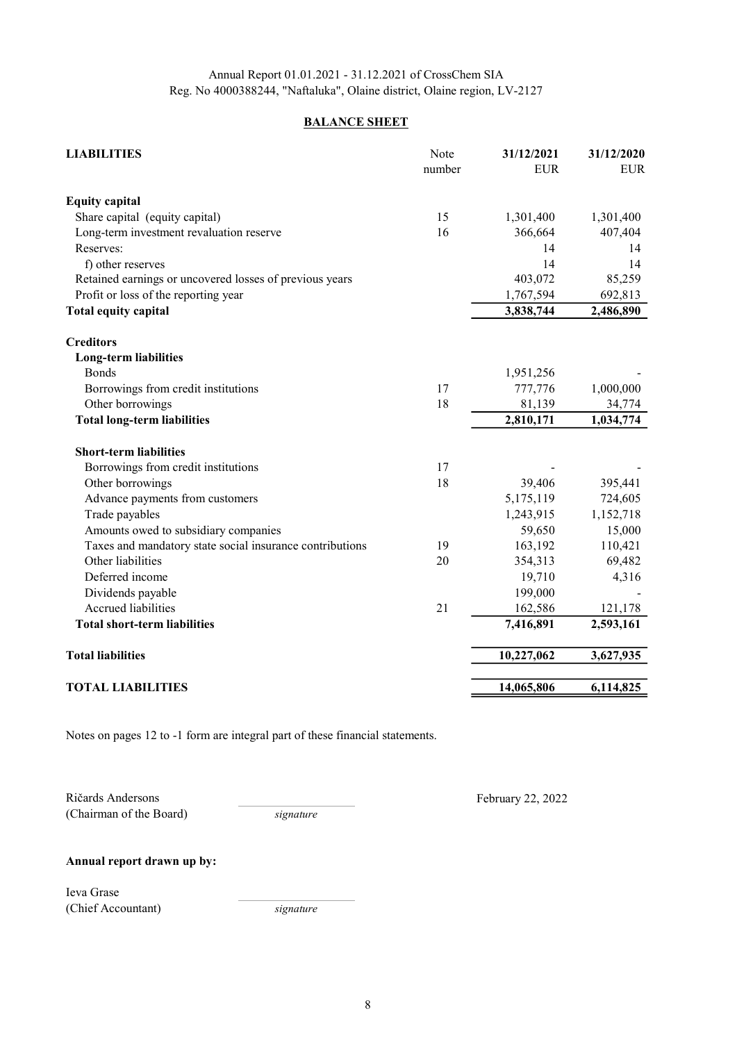Annual Report 01.01.2021 - 31.12.2021 of CrossChem SIA
Reg. No 4000388244, "Naftaluka", Olaine district, Olaine region, LV-2127

## BALANCE SHEET

| LIABILITIES | Note number | 31/12/2021 EUR | 31/12/2020 EUR |
|---|---|---|---|
| **Equity capital** | | | |
| Share capital (equity capital) | 15 | 1,301,400 | 1,301,400 |
| Long-term investment revaluation reserve | 16 | 366,664 | 407,404 |
| Reserves: | | 14 | 14 |
| f) other reserves | | 14 | 14 |
| Retained earnings or uncovered losses of previous years | | 403,072 | 85,259 |
| Profit or loss of the reporting year | | 1,767,594 | 692,813 |
| **Total equity capital** | | **3,838,744** | **2,486,890** |
| **Creditors** | | | |
| **Long-term liabilities** | | | |
| Bonds | | 1,951,256 | - |
| Borrowings from credit institutions | 17 | 777,776 | 1,000,000 |
| Other borrowings | 18 | 81,139 | 34,774 |
| **Total long-term liabilities** | | **2,810,171** | **1,034,774** |
| **Short-term liabilities** | | | |
| Borrowings from credit institutions | 17 | - | - |
| Other borrowings | 18 | 39,406 | 395,441 |
| Advance payments from customers | | 5,175,119 | 724,605 |
| Trade payables | | 1,243,915 | 1,152,718 |
| Amounts owed to subsidiary companies | | 59,650 | 15,000 |
| Taxes and mandatory state social insurance contributions | 19 | 163,192 | 110,421 |
| Other liabilities | 20 | 354,313 | 69,482 |
| Deferred income | | 19,710 | 4,316 |
| Dividends payable | | 199,000 | - |
| Accrued liabilities | 21 | 162,586 | 121,178 |
| **Total short-term liabilities** | | **7,416,891** | **2,593,161** |
| **Total liabilities** | | **10,227,062** | **3,627,935** |
| **TOTAL LIABILITIES** | | **14,065,806** | **6,114,825** |

Notes on pages 12 to -1 form are integral part of these financial statements.

Ričards Andersons
(Chairman of the Board) *signature*

February 22, 2022

**Annual report drawn up by:**

Ieva Grase
(Chief Accountant) *signature*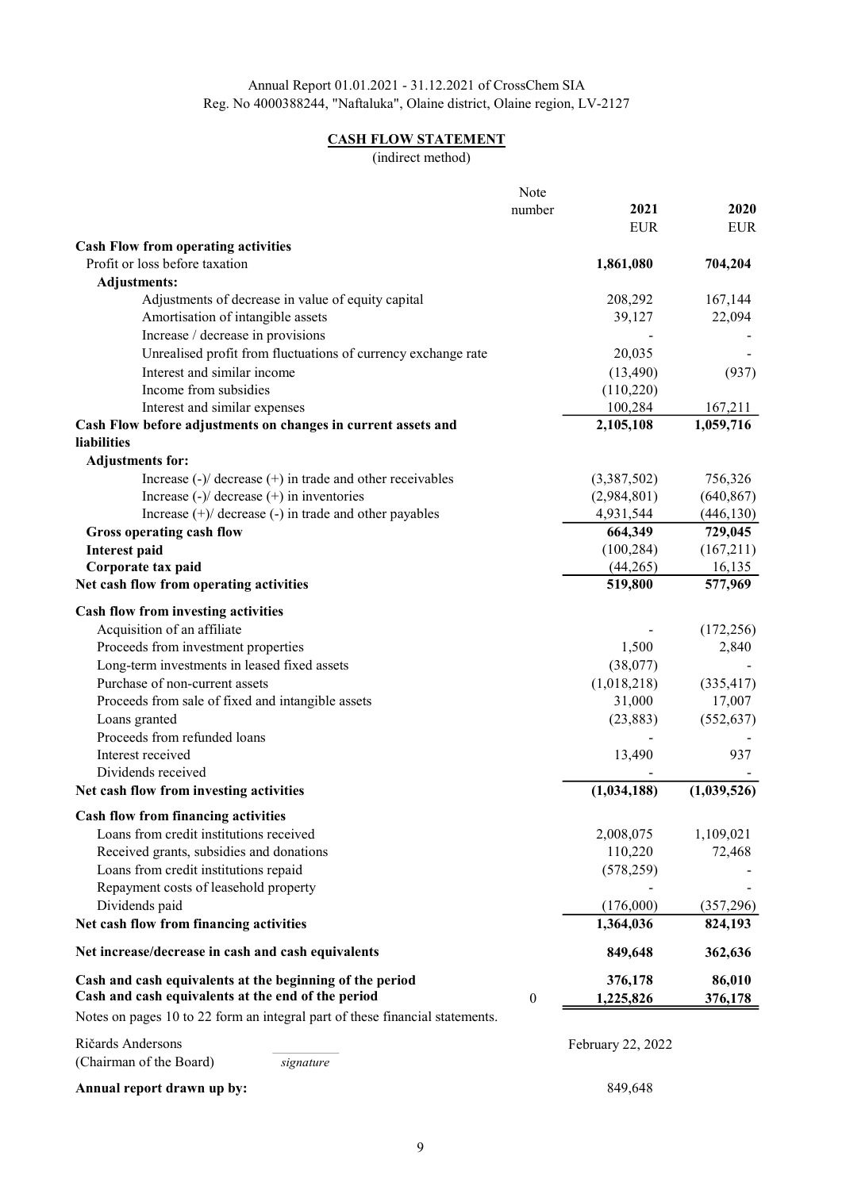Annual Report 01.01.2021 - 31.12.2021 of CrossChem SIA
Reg. No 4000388244, "Naftaluka", Olaine district, Olaine region, LV-2127

## CASH FLOW STATEMENT

(indirect method)

| | Note number | 2021 EUR | 2020 EUR |
|---|---|---|---|
| **Cash Flow from operating activities** | | | |
| Profit or loss before taxation | | **1,861,080** | **704,204** |
| **Adjustments:** | | | |
| Adjustments of decrease in value of equity capital | | 208,292 | 167,144 |
| Amortisation of intangible assets | | 39,127 | 22,094 |
| Increase / decrease in provisions | | - | - |
| Unrealised profit from fluctuations of currency exchange rate | | 20,035 | - |
| Interest and similar income | | (13,490) | (937) |
| Income from subsidies | | (110,220) | |
| Interest and similar expenses | | 100,284 | 167,211 |
| **Cash Flow before adjustments on changes in current assets and liabilities** | | **2,105,108** | **1,059,716** |
| **Adjustments for:** | | | |
| Increase (-)/ decrease (+) in trade and other receivables | | (3,387,502) | 756,326 |
| Increase (-)/ decrease (+) in inventories | | (2,984,801) | (640,867) |
| Increase (+)/ decrease (-) in trade and other payables | | 4,931,544 | (446,130) |
| **Gross operating cash flow** | | **664,349** | **729,045** |
| **Interest paid** | | (100,284) | (167,211) |
| **Corporate tax paid** | | (44,265) | 16,135 |
| **Net cash flow from operating activities** | | **519,800** | **577,969** |
| **Cash flow from investing activities** | | | |
| Acquisition of an affiliate | | - | (172,256) |
| Proceeds from investment properties | | 1,500 | 2,840 |
| Long-term investments in leased fixed assets | | (38,077) | - |
| Purchase of non-current assets | | (1,018,218) | (335,417) |
| Proceeds from sale of fixed and intangible assets | | 31,000 | 17,007 |
| Loans granted | | (23,883) | (552,637) |
| Proceeds from refunded loans | | - | - |
| Interest received | | 13,490 | 937 |
| Dividends received | | - | - |
| **Net cash flow from investing activities** | | **(1,034,188)** | **(1,039,526)** |
| **Cash flow from financing activities** | | | |
| Loans from credit institutions received | | 2,008,075 | 1,109,021 |
| Received grants, subsidies and donations | | 110,220 | 72,468 |
| Loans from credit institutions repaid | | (578,259) | - |
| Repayment costs of leasehold property | | - | - |
| Dividends paid | | (176,000) | (357,296) |
| **Net cash flow from financing activities** | | **1,364,036** | **824,193** |
| **Net increase/decrease in cash and cash equivalents** | | **849,648** | **362,636** |
| **Cash and cash equivalents at the beginning of the period** | | **376,178** | **86,010** |
| **Cash and cash equivalents at the end of the period** | 0 | **1,225,826** | **376,178** |

Notes on pages 10 to 22 form an integral part of these financial statements.

Ričards Andersons
(Chairman of the Board) *signature*

February 22, 2022

**Annual report drawn up by:**

849,648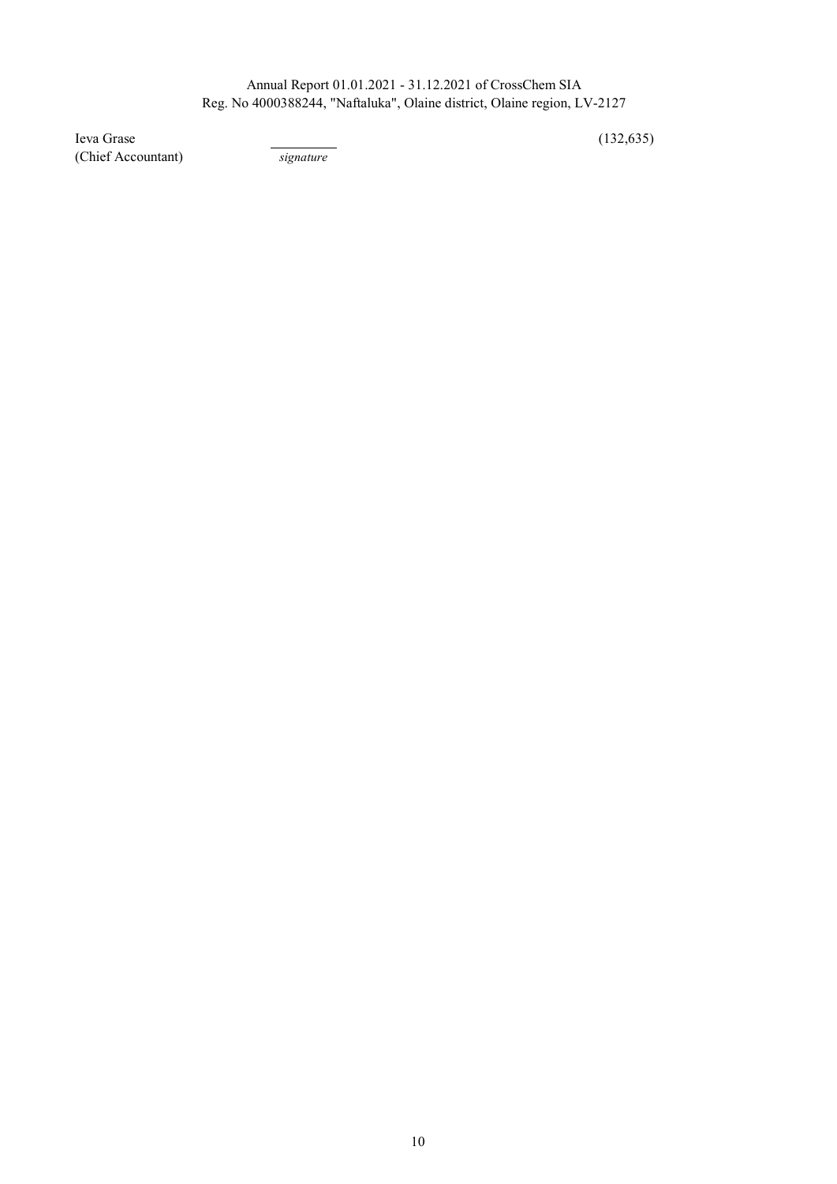Ieva Grase (Chief Accountant) signature (132,635)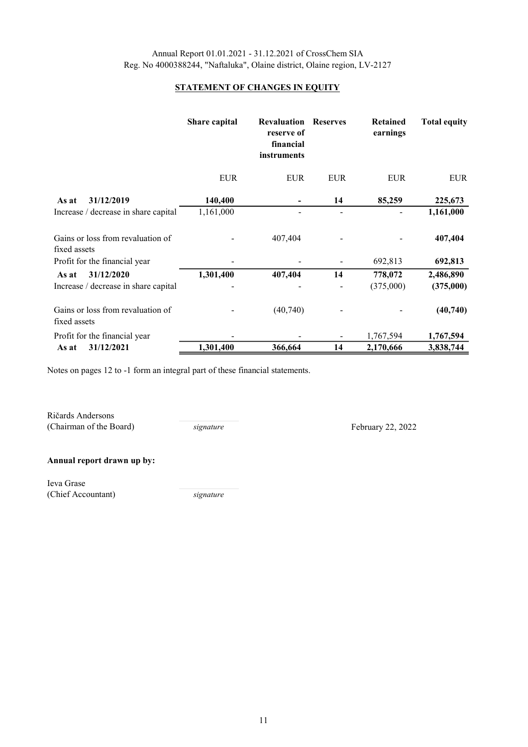Annual Report 01.01.2021 - 31.12.2021 of CrossChem SIA
Reg. No 4000388244, "Naftaluka", Olaine district, Olaine region, LV-2127

## STATEMENT OF CHANGES IN EQUITY

| | Share capital | Revaluation reserve of financial instruments | Reserves | Retained earnings | Total equity |
|---|---|---|---|---|---|
| | EUR | EUR | EUR | EUR | EUR |
| **As at 31/12/2019** | **140,400** | **-** | **14** | **85,259** | **225,673** |
| Increase / decrease in share capital | 1,161,000 | - | - | - | **1,161,000** |
| Gains or loss from revaluation of fixed assets | - | 407,404 | - | - | **407,404** |
| Profit for the financial year | - | - | - | 692,813 | **692,813** |
| **As at 31/12/2020** | **1,301,400** | **407,404** | **14** | **778,072** | **2,486,890** |
| Increase / decrease in share capital | - | - | - | (375,000) | **(375,000)** |
| Gains or loss from revaluation of fixed assets | - | (40,740) | - | - | **(40,740)** |
| Profit for the financial year | - | - | - | 1,767,594 | **1,767,594** |
| **As at 31/12/2021** | **1,301,400** | **366,664** | **14** | **2,170,666** | **3,838,744** |

Notes on pages 12 to -1 form an integral part of these financial statements.

Ričards Andersons
(Chairman of the Board) *signature* February 22, 2022

**Annual report drawn up by:**

Ieva Grase
(Chief Accountant) *signature*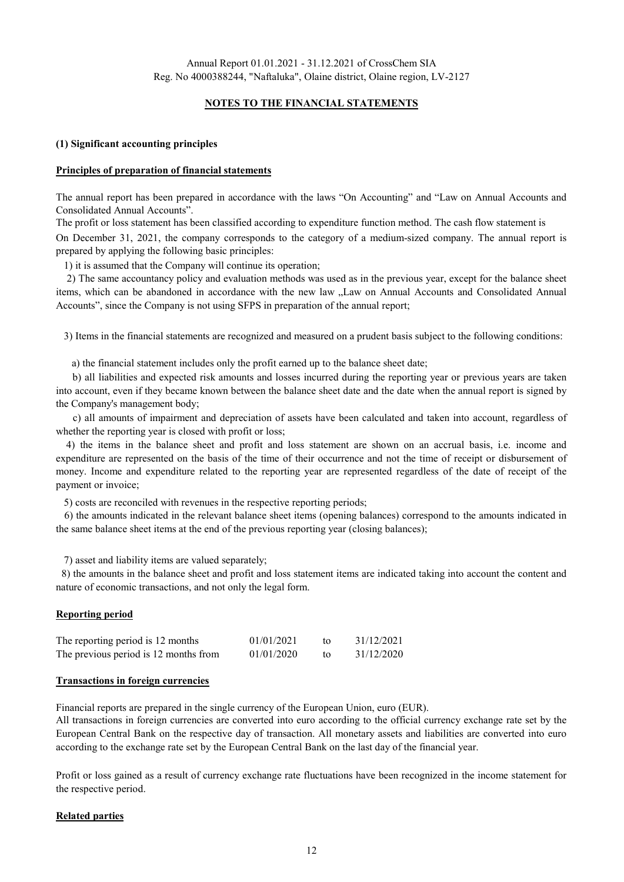Annual Report 01.01.2021 - 31.12.2021 of CrossChem SIA
Reg. No 4000388244, "Naftaluka", Olaine district, Olaine region, LV-2127

## NOTES TO THE FINANCIAL STATEMENTS

### (1) Significant accounting principles

#### Principles of preparation of financial statements

The annual report has been prepared in accordance with the laws "On Accounting" and "Law on Annual Accounts and Consolidated Annual Accounts".

The profit or loss statement has been classified according to expenditure function method. The cash flow statement is

On December 31, 2021, the company corresponds to the category of a medium-sized company. The annual report is prepared by applying the following basic principles:

1) it is assumed that the Company will continue its operation;

2) The same accountancy policy and evaluation methods was used as in the previous year, except for the balance sheet items, which can be abandoned in accordance with the new law „Law on Annual Accounts and Consolidated Annual Accounts", since the Company is not using SFPS in preparation of the annual report;

3) Items in the financial statements are recognized and measured on a prudent basis subject to the following conditions:

a) the financial statement includes only the profit earned up to the balance sheet date;

b) all liabilities and expected risk amounts and losses incurred during the reporting year or previous years are taken into account, even if they became known between the balance sheet date and the date when the annual report is signed by the Company's management body;

c) all amounts of impairment and depreciation of assets have been calculated and taken into account, regardless of whether the reporting year is closed with profit or loss;

4) the items in the balance sheet and profit and loss statement are shown on an accrual basis, i.e. income and expenditure are represented on the basis of the time of their occurrence and not the time of receipt or disbursement of money. Income and expenditure related to the reporting year are represented regardless of the date of receipt of the payment or invoice;

5) costs are reconciled with revenues in the respective reporting periods;

6) the amounts indicated in the relevant balance sheet items (opening balances) correspond to the amounts indicated in the same balance sheet items at the end of the previous reporting year (closing balances);

7) asset and liability items are valued separately;

8) the amounts in the balance sheet and profit and loss statement items are indicated taking into account the content and nature of economic transactions, and not only the legal form.

#### Reporting period

| | | | |
|---|---|---|---|
| The reporting period is 12 months | 01/01/2021 | to | 31/12/2021 |
| The previous period is 12 months from | 01/01/2020 | to | 31/12/2020 |

#### Transactions in foreign currencies

Financial reports are prepared in the single currency of the European Union, euro (EUR).

All transactions in foreign currencies are converted into euro according to the official currency exchange rate set by the European Central Bank on the respective day of transaction. All monetary assets and liabilities are converted into euro according to the exchange rate set by the European Central Bank on the last day of the financial year.

Profit or loss gained as a result of currency exchange rate fluctuations have been recognized in the income statement for the respective period.

#### Related parties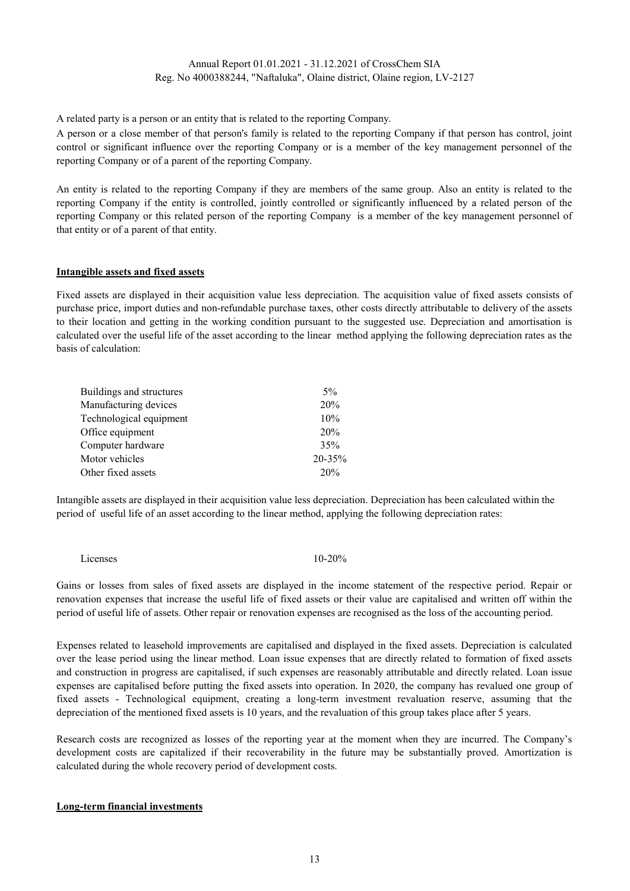A related party is a person or an entity that is related to the reporting Company.

A person or a close member of that person's family is related to the reporting Company if that person has control, joint control or significant influence over the reporting Company or is a member of the key management personnel of the reporting Company or of a parent of the reporting Company.

An entity is related to the reporting Company if they are members of the same group. Also an entity is related to the reporting Company if the entity is controlled, jointly controlled or significantly influenced by a related person of the reporting Company or this related person of the reporting Company is a member of the key management personnel of that entity or of a parent of that entity.

**Intangible assets and fixed assets**

Fixed assets are displayed in their acquisition value less depreciation. The acquisition value of fixed assets consists of purchase price, import duties and non-refundable purchase taxes, other costs directly attributable to delivery of the assets to their location and getting in the working condition pursuant to the suggested use. Depreciation and amortisation is calculated over the useful life of the asset according to the linear method applying the following depreciation rates as the basis of calculation:

| | |
|---|---|
| Buildings and structures | 5% |
| Manufacturing devices | 20% |
| Technological equipment | 10% |
| Office equipment | 20% |
| Computer hardware | 35% |
| Motor vehicles | 20-35% |
| Other fixed assets | 20% |

Intangible assets are displayed in their acquisition value less depreciation. Depreciation has been calculated within the period of useful life of an asset according to the linear method, applying the following depreciation rates:

| | |
|---|---|
| Licenses | 10-20% |

Gains or losses from sales of fixed assets are displayed in the income statement of the respective period. Repair or renovation expenses that increase the useful life of fixed assets or their value are capitalised and written off within the period of useful life of assets. Other repair or renovation expenses are recognised as the loss of the accounting period.

Expenses related to leasehold improvements are capitalised and displayed in the fixed assets. Depreciation is calculated over the lease period using the linear method. Loan issue expenses that are directly related to formation of fixed assets and construction in progress are capitalised, if such expenses are reasonably attributable and directly related. Loan issue expenses are capitalised before putting the fixed assets into operation. In 2020, the company has revalued one group of fixed assets - Technological equipment, creating a long-term investment revaluation reserve, assuming that the depreciation of the mentioned fixed assets is 10 years, and the revaluation of this group takes place after 5 years.

Research costs are recognized as losses of the reporting year at the moment when they are incurred. The Company's development costs are capitalized if their recoverability in the future may be substantially proved. Amortization is calculated during the whole recovery period of development costs.

**Long-term financial investments**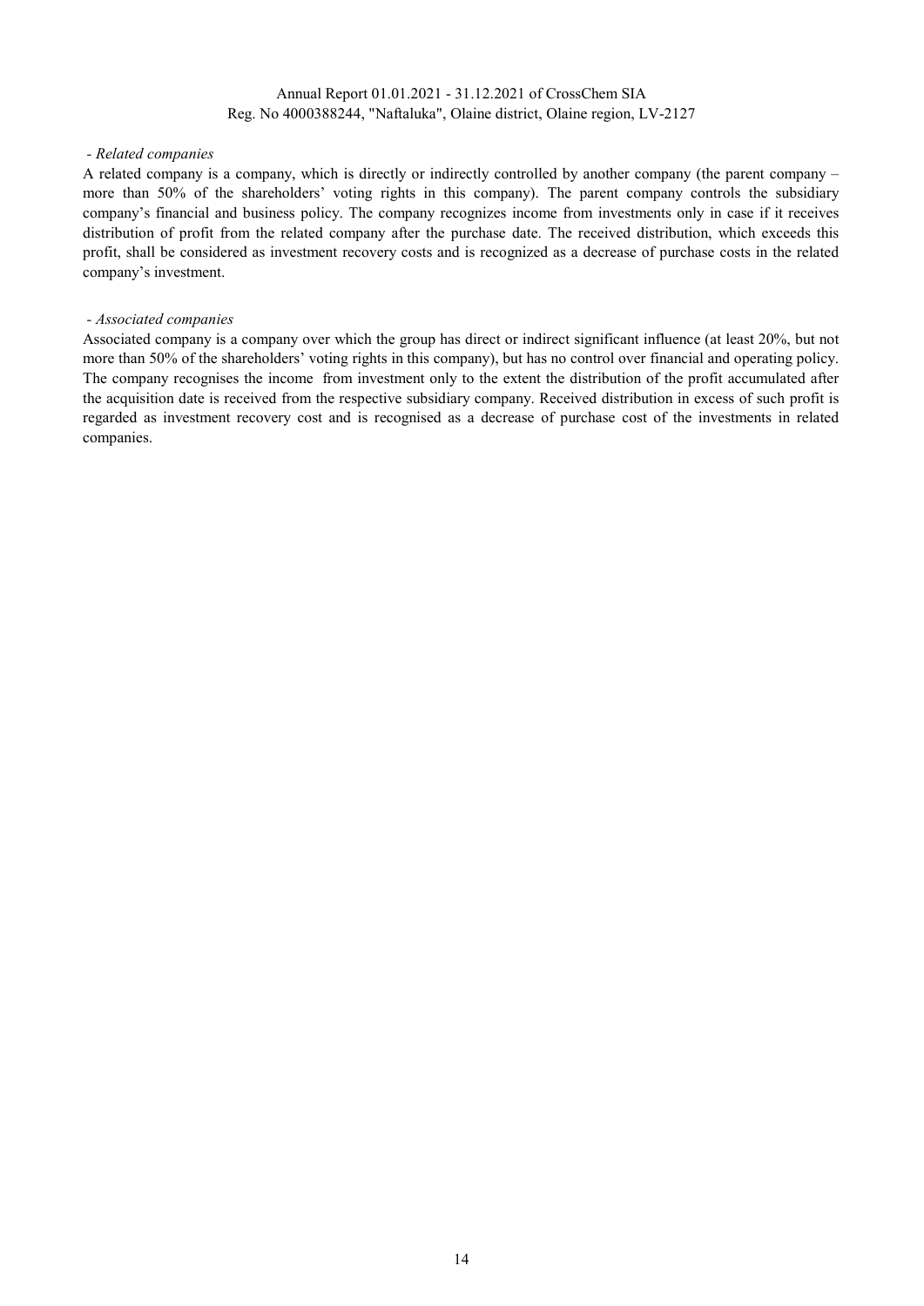*- Related companies*

A related company is a company, which is directly or indirectly controlled by another company (the parent company – more than 50% of the shareholders' voting rights in this company). The parent company controls the subsidiary company's financial and business policy. The company recognizes income from investments only in case if it receives distribution of profit from the related company after the purchase date. The received distribution, which exceeds this profit, shall be considered as investment recovery costs and is recognized as a decrease of purchase costs in the related company's investment.

*- Associated companies*

Associated company is a company over which the group has direct or indirect significant influence (at least 20%, but not more than 50% of the shareholders' voting rights in this company), but has no control over financial and operating policy. The company recognises the income from investment only to the extent the distribution of the profit accumulated after the acquisition date is received from the respective subsidiary company. Received distribution in excess of such profit is regarded as investment recovery cost and is recognised as a decrease of purchase cost of the investments in related companies.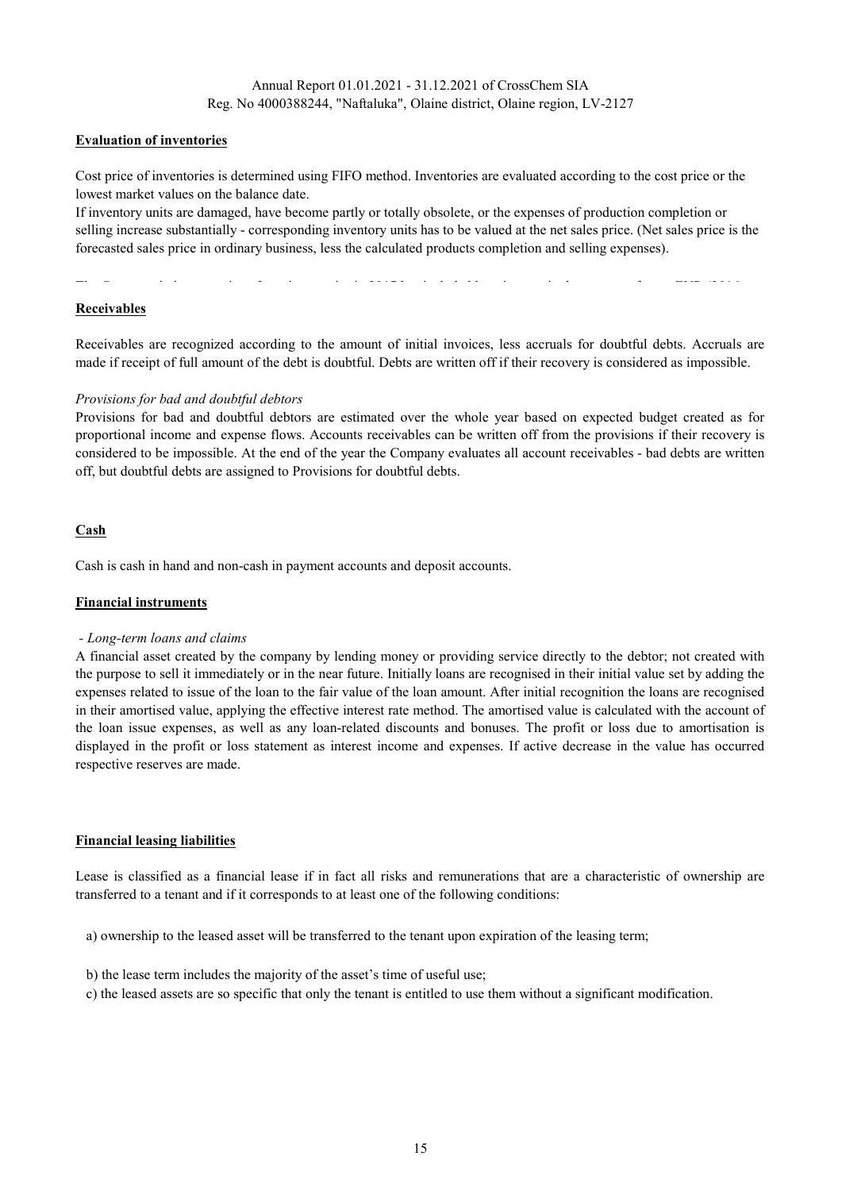### Evaluation of inventories

Cost price of inventories is determined using FIFO method. Inventories are evaluated according to the cost price or the lowest market values on the balance date.

If inventory units are damaged, have become partly or totally obsolete, or the expenses of production completion or selling increase substantially - corresponding inventory units has to be valued at the net sales price. (Net sales price is the forecasted sales price in ordinary business, less the calculated products completion and selling expenses).

### Receivables

Receivables are recognized according to the amount of initial invoices, less accruals for doubtful debts. Accruals are made if receipt of full amount of the debt is doubtful. Debts are written off if their recovery is considered as impossible.

*Provisions for bad and doubtful debtors*

Provisions for bad and doubtful debtors are estimated over the whole year based on expected budget created as for proportional income and expense flows. Accounts receivables can be written off from the provisions if their recovery is considered to be impossible. At the end of the year the Company evaluates all account receivables - bad debts are written off, but doubtful debts are assigned to Provisions for doubtful debts.

### Cash

Cash is cash in hand and non-cash in payment accounts and deposit accounts.

### Financial instruments

*- Long-term loans and claims*

A financial asset created by the company by lending money or providing service directly to the debtor; not created with the purpose to sell it immediately or in the near future. Initially loans are recognised in their initial value set by adding the expenses related to issue of the loan to the fair value of the loan amount. After initial recognition the loans are recognised in their amortised value, applying the effective interest rate method. The amortised value is calculated with the account of the loan issue expenses, as well as any loan-related discounts and bonuses. The profit or loss due to amortisation is displayed in the profit or loss statement as interest income and expenses. If active decrease in the value has occurred respective reserves are made.

### Financial leasing liabilities

Lease is classified as a financial lease if in fact all risks and remunerations that are a characteristic of ownership are transferred to a tenant and if it corresponds to at least one of the following conditions:

a) ownership to the leased asset will be transferred to the tenant upon expiration of the leasing term;

b) the lease term includes the majority of the asset's time of useful use;

c) the leased assets are so specific that only the tenant is entitled to use them without a significant modification.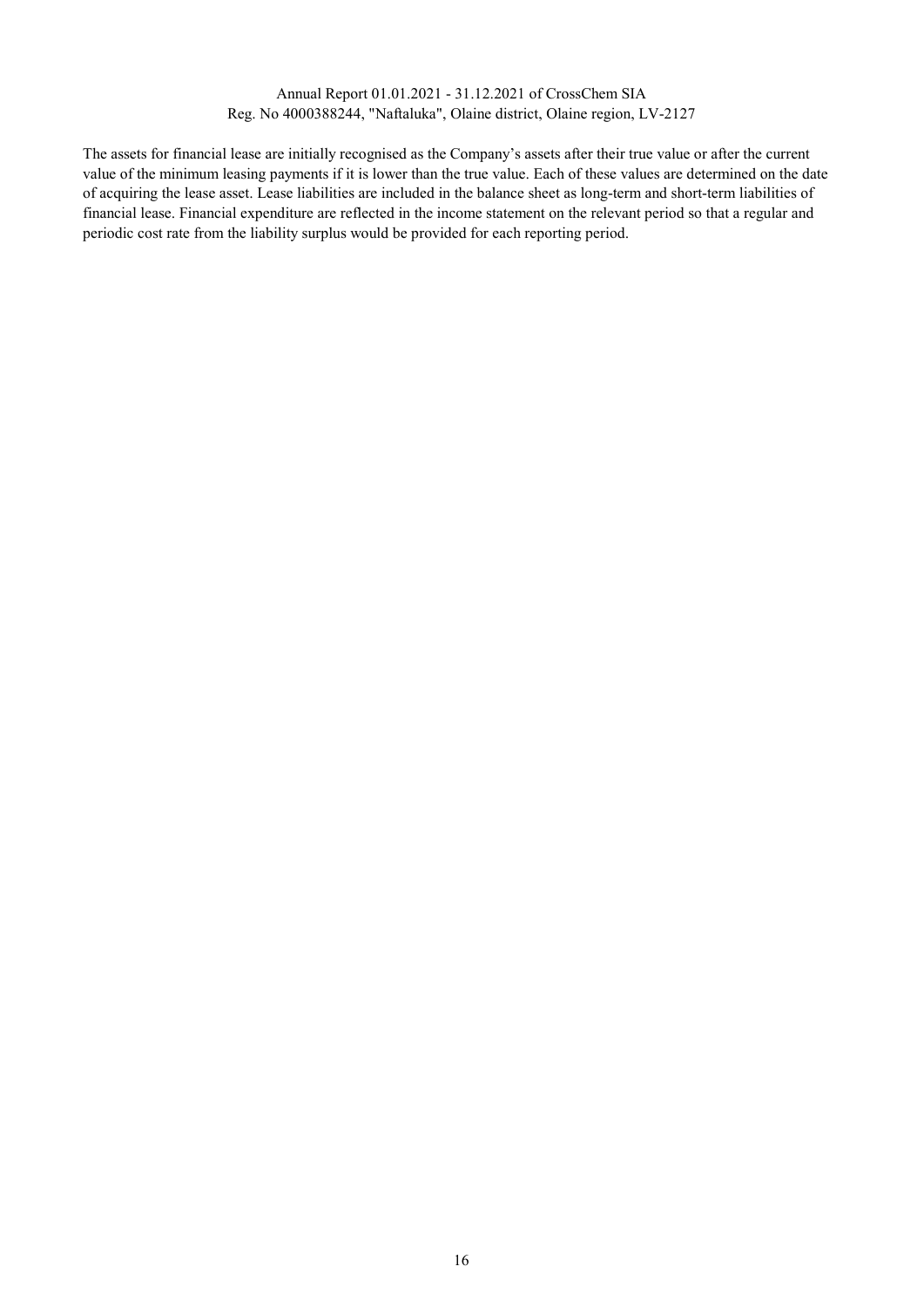The assets for financial lease are initially recognised as the Company's assets after their true value or after the current value of the minimum leasing payments if it is lower than the true value. Each of these values are determined on the date of acquiring the lease asset. Lease liabilities are included in the balance sheet as long-term and short-term liabilities of financial lease. Financial expenditure are reflected in the income statement on the relevant period so that a regular and periodic cost rate from the liability surplus would be provided for each reporting period.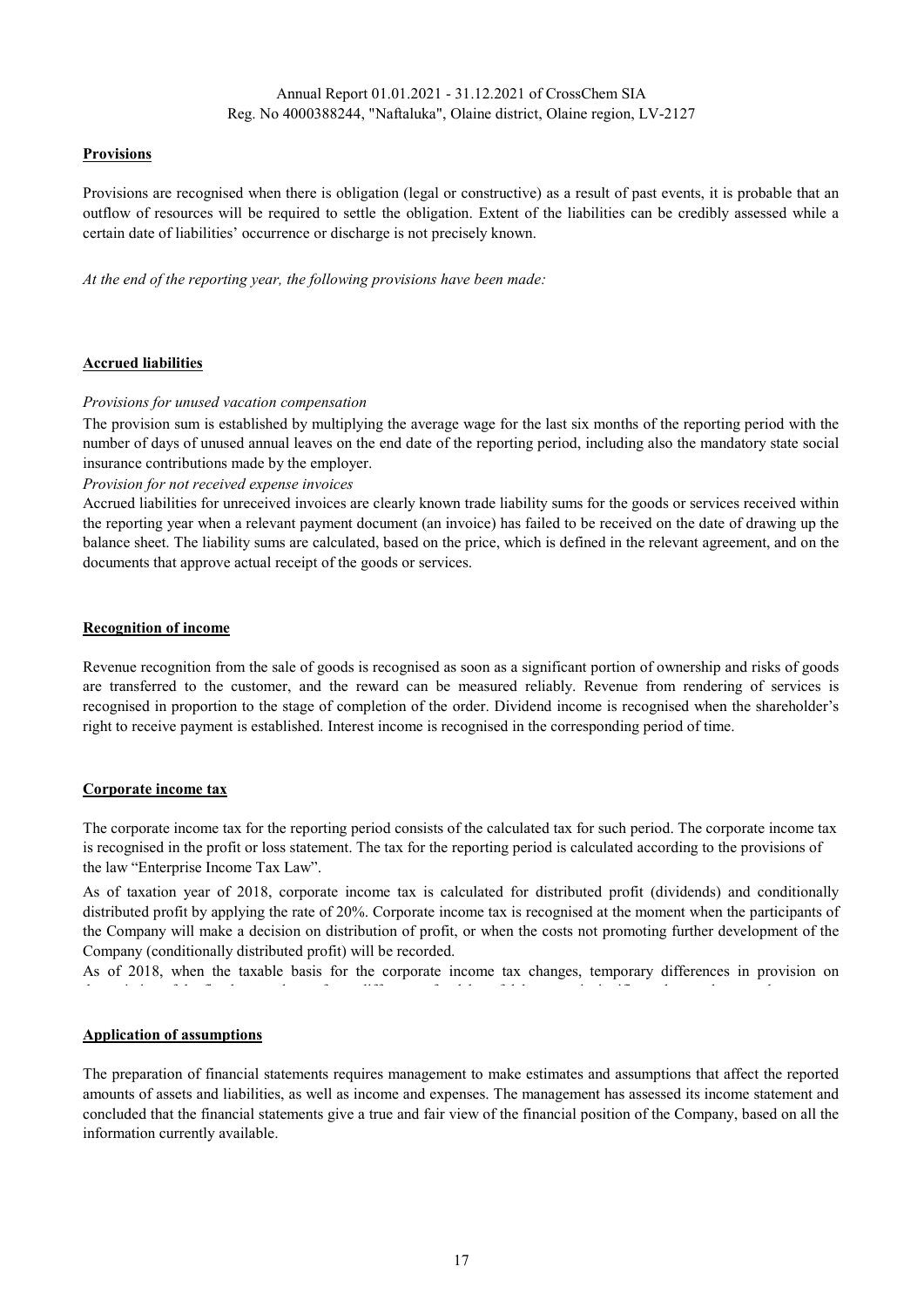**Provisions**

Provisions are recognised when there is obligation (legal or constructive) as a result of past events, it is probable that an outflow of resources will be required to settle the obligation. Extent of the liabilities can be credibly assessed while a certain date of liabilities' occurrence or discharge is not precisely known.

*At the end of the reporting year, the following provisions have been made:*

**Accrued liabilities**

*Provisions for unused vacation compensation*

The provision sum is established by multiplying the average wage for the last six months of the reporting period with the number of days of unused annual leaves on the end date of the reporting period, including also the mandatory state social insurance contributions made by the employer.

*Provision for not received expense invoices*

Accrued liabilities for unreceived invoices are clearly known trade liability sums for the goods or services received within the reporting year when a relevant payment document (an invoice) has failed to be received on the date of drawing up the balance sheet. The liability sums are calculated, based on the price, which is defined in the relevant agreement, and on the documents that approve actual receipt of the goods or services.

**Recognition of income**

Revenue recognition from the sale of goods is recognised as soon as a significant portion of ownership and risks of goods are transferred to the customer, and the reward can be measured reliably. Revenue from rendering of services is recognised in proportion to the stage of completion of the order. Dividend income is recognised when the shareholder's right to receive payment is established. Interest income is recognised in the corresponding period of time.

**Corporate income tax**

The corporate income tax for the reporting period consists of the calculated tax for such period. The corporate income tax is recognised in the profit or loss statement. The tax for the reporting period is calculated according to the provisions of the law "Enterprise Income Tax Law".

As of taxation year of 2018, corporate income tax is calculated for distributed profit (dividends) and conditionally distributed profit by applying the rate of 20%. Corporate income tax is recognised at the moment when the participants of the Company will make a decision on distribution of profit, or when the costs not promoting further development of the Company (conditionally distributed profit) will be recorded.

As of 2018, when the taxable basis for the corporate income tax changes, temporary differences in provision on

**Application of assumptions**

The preparation of financial statements requires management to make estimates and assumptions that affect the reported amounts of assets and liabilities, as well as income and expenses. The management has assessed its income statement and concluded that the financial statements give a true and fair view of the financial position of the Company, based on all the information currently available.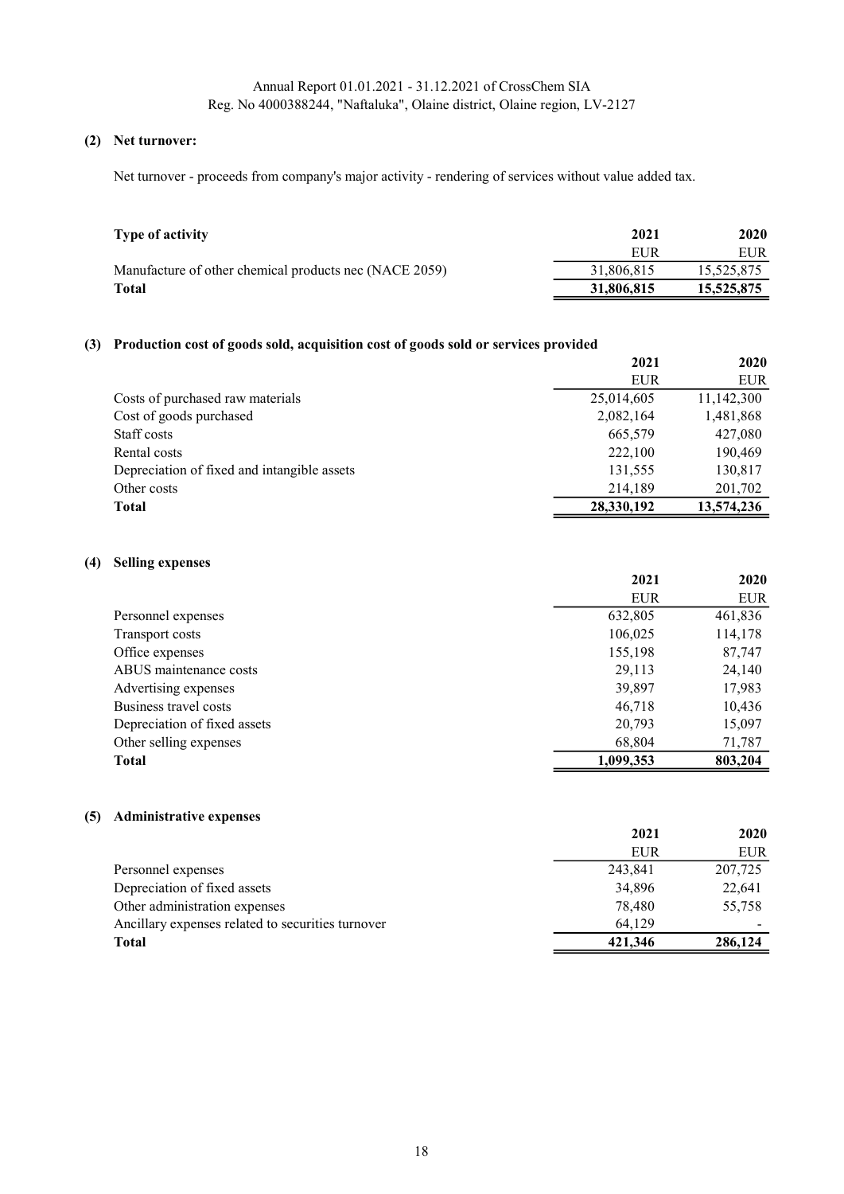**(2) Net turnover:**

Net turnover - proceeds from company's major activity - rendering of services without value added tax.

| Type of activity | 2021 | 2020 |
|---|---|---|
| | EUR | EUR |
| Manufacture of other chemical products nec (NACE 2059) | 31,806,815 | 15,525,875 |
| **Total** | **31,806,815** | **15,525,875** |

**(3) Production cost of goods sold, acquisition cost of goods sold or services provided**

| | 2021 | 2020 |
|---|---|---|
| | EUR | EUR |
| Costs of purchased raw materials | 25,014,605 | 11,142,300 |
| Cost of goods purchased | 2,082,164 | 1,481,868 |
| Staff costs | 665,579 | 427,080 |
| Rental costs | 222,100 | 190,469 |
| Depreciation of fixed and intangible assets | 131,555 | 130,817 |
| Other costs | 214,189 | 201,702 |
| **Total** | **28,330,192** | **13,574,236** |

**(4) Selling expenses**

| | 2021 | 2020 |
|---|---|---|
| | EUR | EUR |
| Personnel expenses | 632,805 | 461,836 |
| Transport costs | 106,025 | 114,178 |
| Office expenses | 155,198 | 87,747 |
| ABUS maintenance costs | 29,113 | 24,140 |
| Advertising expenses | 39,897 | 17,983 |
| Business travel costs | 46,718 | 10,436 |
| Depreciation of fixed assets | 20,793 | 15,097 |
| Other selling expenses | 68,804 | 71,787 |
| **Total** | **1,099,353** | **803,204** |

**(5) Administrative expenses**

| | 2021 | 2020 |
|---|---|---|
| | EUR | EUR |
| Personnel expenses | 243,841 | 207,725 |
| Depreciation of fixed assets | 34,896 | 22,641 |
| Other administration expenses | 78,480 | 55,758 |
| Ancillary expenses related to securities turnover | 64,129 | - |
| **Total** | **421,346** | **286,124** |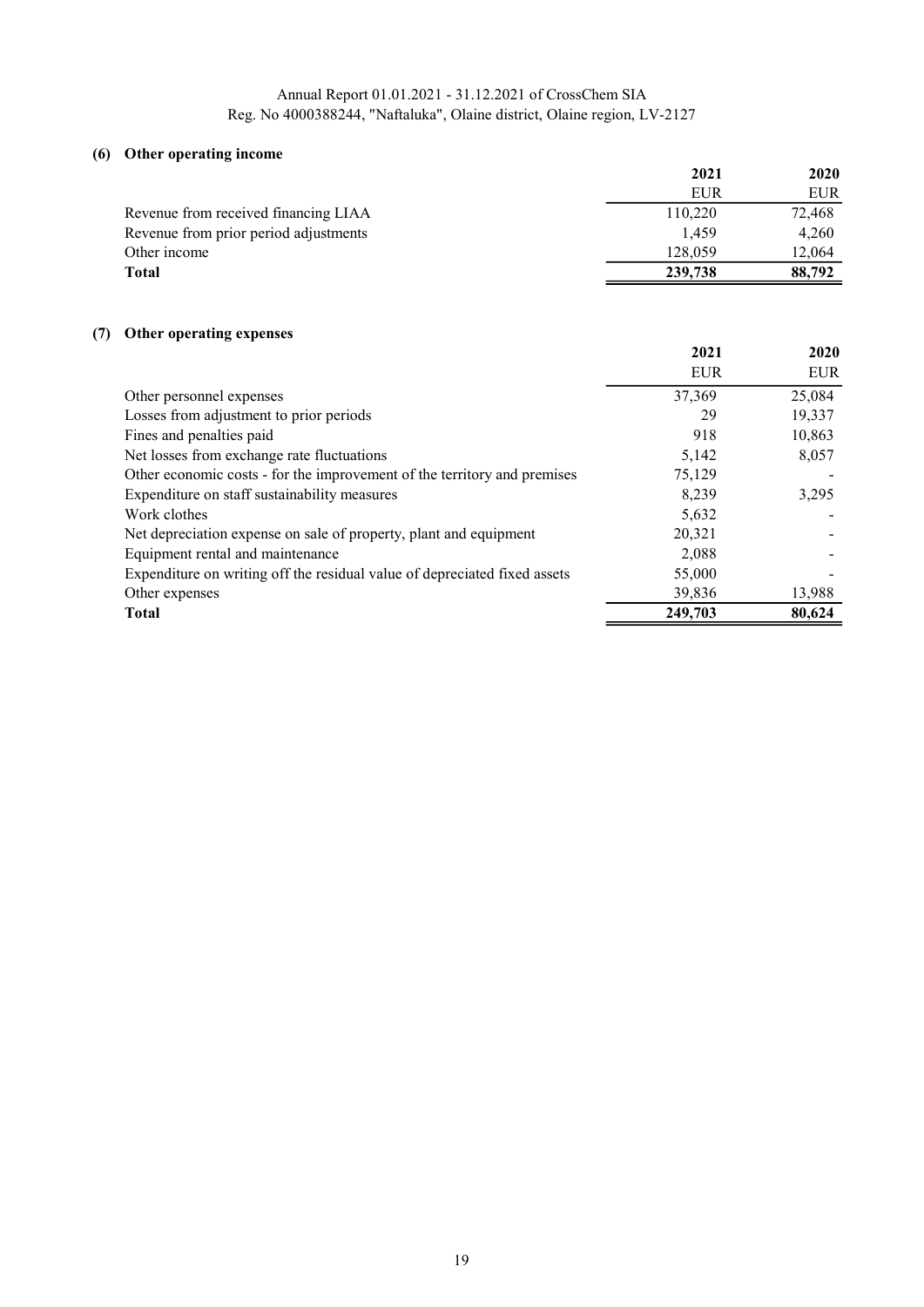### (6) Other operating income

| | 2021 | 2020 |
|---|---|---|
| | EUR | EUR |
| Revenue from received financing LIAA | 110,220 | 72,468 |
| Revenue from prior period adjustments | 1,459 | 4,260 |
| Other income | 128,059 | 12,064 |
| **Total** | **239,738** | **88,792** |

### (7) Other operating expenses

| | 2021 | 2020 |
|---|---|---|
| | EUR | EUR |
| Other personnel expenses | 37,369 | 25,084 |
| Losses from adjustment to prior periods | 29 | 19,337 |
| Fines and penalties paid | 918 | 10,863 |
| Net losses from exchange rate fluctuations | 5,142 | 8,057 |
| Other economic costs - for the improvement of the territory and premises | 75,129 | - |
| Expenditure on staff sustainability measures | 8,239 | 3,295 |
| Work clothes | 5,632 | - |
| Net depreciation expense on sale of property, plant and equipment | 20,321 | - |
| Equipment rental and maintenance | 2,088 | - |
| Expenditure on writing off the residual value of depreciated fixed assets | 55,000 | - |
| Other expenses | 39,836 | 13,988 |
| **Total** | **249,703** | **80,624** |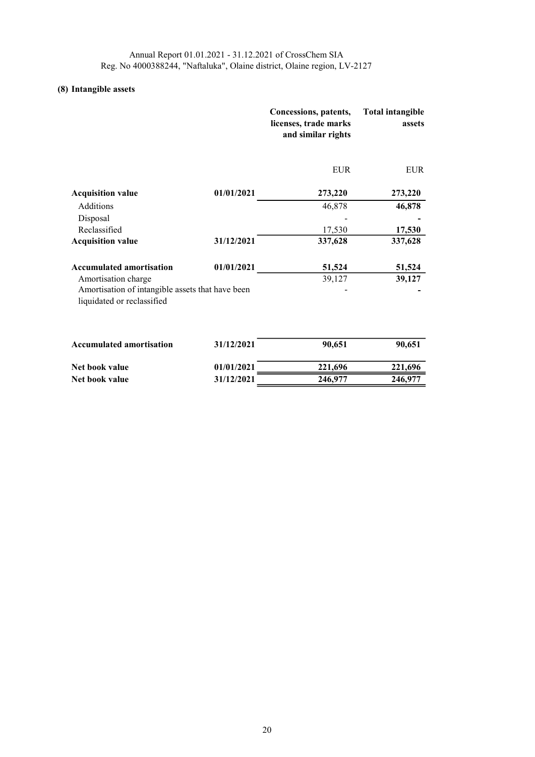### (8) Intangible assets

| | | Concessions, patents, licenses, trade marks and similar rights | Total intangible assets |
|---|---|---|---|
| | | EUR | EUR |
| **Acquisition value** | **01/01/2021** | **273,220** | **273,220** |
| Additions | | 46,878 | **46,878** |
| Disposal | | - | **-** |
| Reclassified | | 17,530 | **17,530** |
| **Acquisition value** | **31/12/2021** | **337,628** | **337,628** |
| **Accumulated amortisation** | **01/01/2021** | **51,524** | **51,524** |
| Amortisation charge | | 39,127 | **39,127** |
| Amortisation of intangible assets that have been liquidated or reclassified | | - | **-** |
| **Accumulated amortisation** | **31/12/2021** | **90,651** | **90,651** |
| **Net book value** | **01/01/2021** | **221,696** | **221,696** |
| **Net book value** | **31/12/2021** | **246,977** | **246,977** |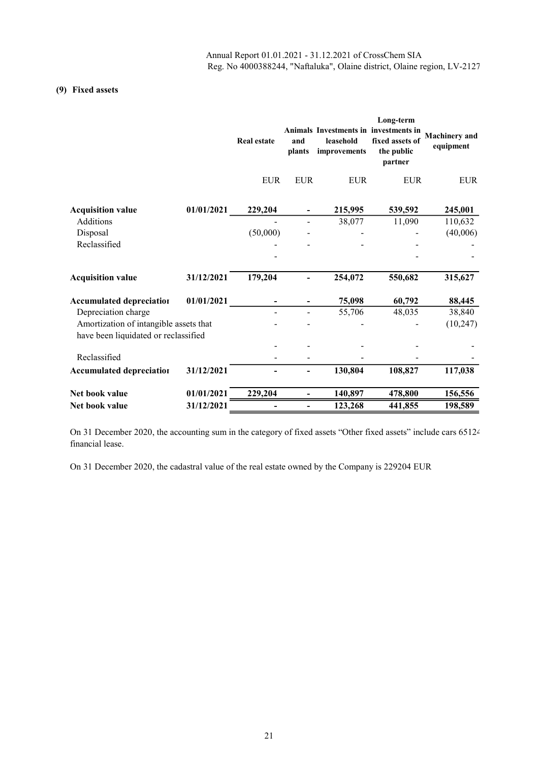## (9) Fixed assets

| | | Real estate | Animals and plants | Investments in leasehold improvements | Long-term investments in fixed assets of the public partner | Machinery and equipment |
|---|---|---|---|---|---|---|
| | | EUR | EUR | EUR | EUR | EUR |
| **Acquisition value** | **01/01/2021** | **229,204** | **-** | **215,995** | **539,592** | **245,001** |
| Additions | | - | - | 38,077 | 11,090 | 110,632 |
| Disposal | | (50,000) | - | - | - | (40,006) |
| Reclassified | | - | - | - | - | - |
| | | - | | | - | - |
| **Acquisition value** | **31/12/2021** | **179,204** | **-** | **254,072** | **550,682** | **315,627** |
| **Accumulated depreciatior** | **01/01/2021** | **-** | **-** | **75,098** | **60,792** | **88,445** |
| Depreciation charge | | - | - | 55,706 | 48,035 | 38,840 |
| Amortization of intangible assets that have been liquidated or reclassified | | - | - | - | - | (10,247) |
| | | - | - | - | - | - |
| Reclassified | | - | - | - | - | - |
| **Accumulated depreciatior** | **31/12/2021** | **-** | **-** | **130,804** | **108,827** | **117,038** |
| **Net book value** | **01/01/2021** | **229,204** | **-** | **140,897** | **478,800** | **156,556** |
| **Net book value** | **31/12/2021** | **-** | **-** | **123,268** | **441,855** | **198,589** |

On 31 December 2020, the accounting sum in the category of fixed assets "Other fixed assets" include cars 65124 financial lease.

On 31 December 2020, the cadastral value of the real estate owned by the Company is 229204 EUR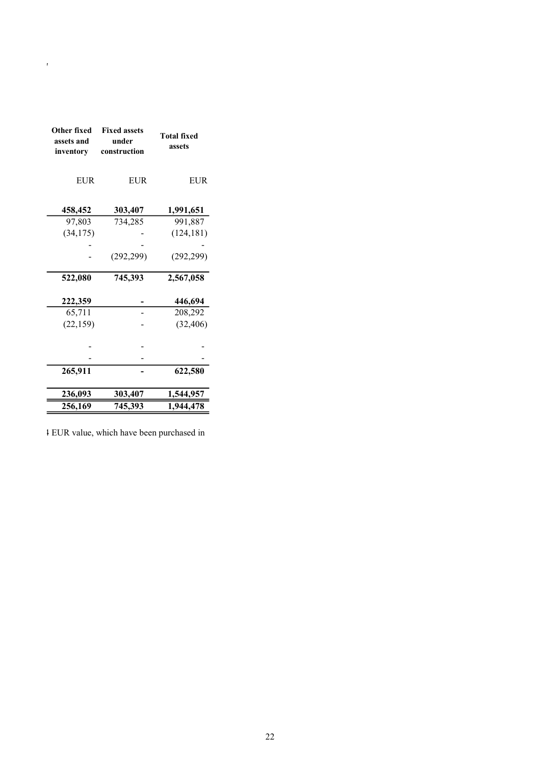| Other fixed assets and inventory | Fixed assets under construction | Total fixed assets |
|---|---|---|
| EUR | EUR | EUR |
| **458,452** | **303,407** | **1,991,651** |
| 97,803 | 734,285 | 991,887 |
| (34,175) | - | (124,181) |
| - | - | - |
| - | (292,299) | (292,299) |
| **522,080** | **745,393** | **2,567,058** |
| **222,359** | **-** | **446,694** |
| 65,711 | - | 208,292 |
| (22,159) | - | (32,406) |
| - | - | - |
| - | - | - |
| **265,911** | **-** | **622,580** |
| **236,093** | **303,407** | **1,544,957** |
| **256,169** | **745,393** | **1,944,478** |

EUR value, which have been purchased in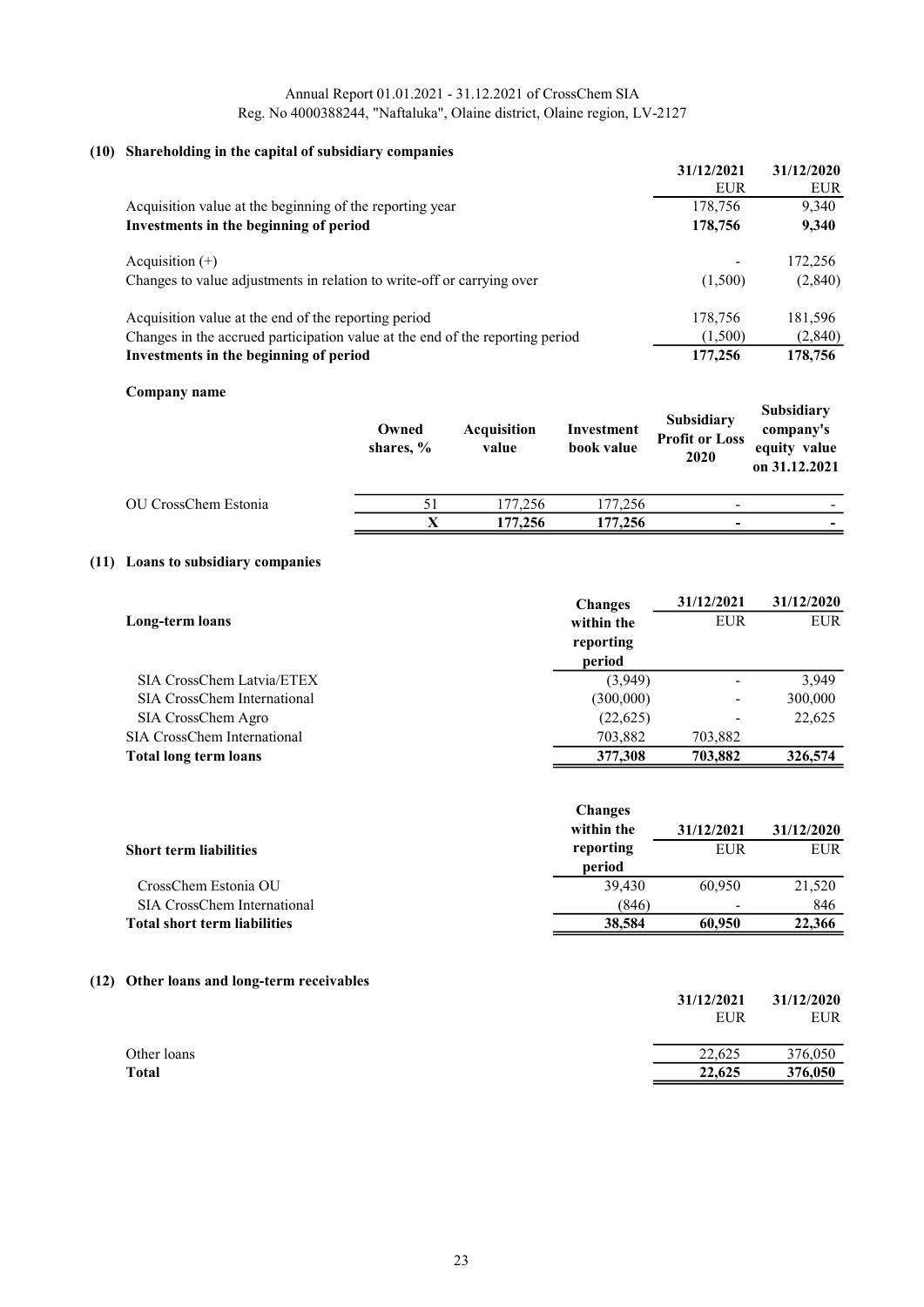Annual Report 01.01.2021 - 31.12.2021 of CrossChem SIA
Reg. No 4000388244, "Naftaluka", Olaine district, Olaine region, LV-2127

## (10) Shareholding in the capital of subsidiary companies

| | 31/12/2021 | 31/12/2020 |
|---|---|---|
| | EUR | EUR |
| Acquisition value at the beginning of the reporting year | 178,756 | 9,340 |
| **Investments in the beginning of period** | **178,756** | **9,340** |
| | | |
| Acquisition (+) | - | 172,256 |
| Changes to value adjustments in relation to write-off or carrying over | (1,500) | (2,840) |
| | | |
| Acquisition value at the end of the reporting period | 178,756 | 181,596 |
| Changes in the accrued participation value at the end of the reporting period | (1,500) | (2,840) |
| **Investments in the beginning of period** | **177,256** | **178,756** |

**Company name**

| | Owned shares, % | Acquisition value | Investment book value | Subsidiary Profit or Loss 2020 | Subsidiary company's equity value on 31.12.2021 |
|---|---|---|---|---|---|
| OU CrossChem Estonia | 51 | 177,256 | 177,256 | - | - |
| | **X** | **177,256** | **177,256** | **-** | **-** |

## (11) Loans to subsidiary companies

| **Long-term loans** | Changes within the reporting period | 31/12/2021 EUR | 31/12/2020 EUR |
|---|---|---|---|
| SIA CrossChem Latvia/ETEX | (3,949) | - | 3,949 |
| SIA CrossChem International | (300,000) | - | 300,000 |
| SIA CrossChem Agro | (22,625) | - | 22,625 |
| SIA CrossChem International | 703,882 | 703,882 | |
| **Total long term loans** | **377,308** | **703,882** | **326,574** |

| **Short term liabilities** | Changes within the reporting period | 31/12/2021 EUR | 31/12/2020 EUR |
|---|---|---|---|
| CrossChem Estonia OU | 39,430 | 60,950 | 21,520 |
| SIA CrossChem International | (846) | - | 846 |
| **Total short term liabilities** | **38,584** | **60,950** | **22,366** |

## (12) Other loans and long-term receivables

| | 31/12/2021 | 31/12/2020 |
|---|---|---|
| | EUR | EUR |
| Other loans | 22,625 | 376,050 |
| **Total** | **22,625** | **376,050** |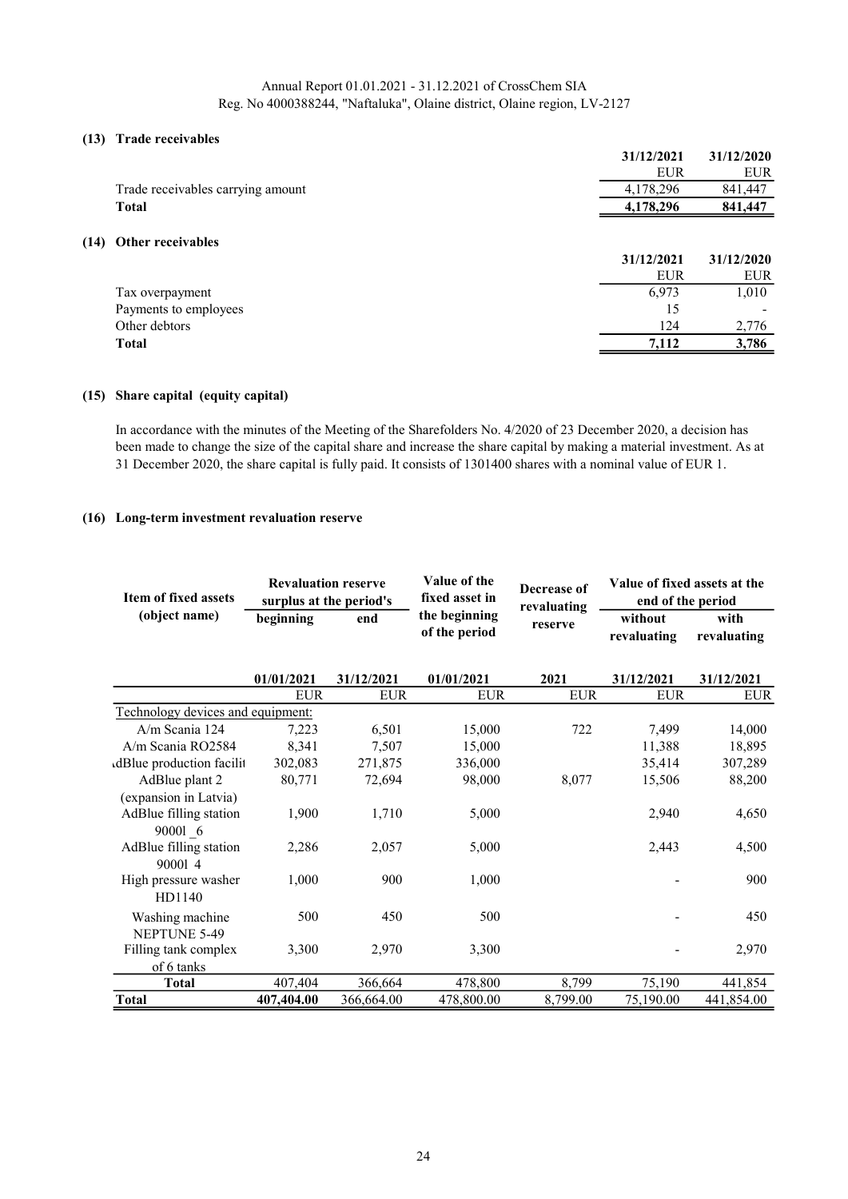## (13) Trade receivables

| | 31/12/2021 | 31/12/2020 |
|---|---|---|
| | EUR | EUR |
| Trade receivables carrying amount | 4,178,296 | 841,447 |
| **Total** | **4,178,296** | **841,447** |

## (14) Other receivables

| | 31/12/2021 | 31/12/2020 |
|---|---|---|
| | EUR | EUR |
| Tax overpayment | 6,973 | 1,010 |
| Payments to employees | 15 | - |
| Other debtors | 124 | 2,776 |
| **Total** | **7,112** | **3,786** |

## (15) Share capital (equity capital)

In accordance with the minutes of the Meeting of the Sharefolders No. 4/2020 of 23 December 2020, a decision has been made to change the size of the capital share and increase the share capital by making a material investment. As at 31 December 2020, the share capital is fully paid. It consists of 1301400 shares with a nominal value of EUR 1.

## (16) Long-term investment revaluation reserve

| Item of fixed assets (object name) | Revaluation reserve surplus at the period's | | Value of the fixed asset in the beginning of the period | Decrease of revaluating reserve | Value of fixed assets at the end of the period | |
|---|---|---|---|---|---|---|
| | beginning | end | | | without revaluating | with revaluating |
| | 01/01/2021 | 31/12/2021 | 01/01/2021 | 2021 | 31/12/2021 | 31/12/2021 |
| | EUR | EUR | EUR | EUR | EUR | EUR |
| Technology devices and equipment: | | | | | | |
| A/m Scania 124 | 7,223 | 6,501 | 15,000 | 722 | 7,499 | 14,000 |
| A/m Scania RO2584 | 8,341 | 7,507 | 15,000 | | 11,388 | 18,895 |
| AdBlue production facilit | 302,083 | 271,875 | 336,000 | | 35,414 | 307,289 |
| AdBlue plant 2 (expansion in Latvia) | 80,771 | 72,694 | 98,000 | 8,077 | 15,506 | 88,200 |
| AdBlue filling station 9000l _6 | 1,900 | 1,710 | 5,000 | | 2,940 | 4,650 |
| AdBlue filling station 9000l 4 | 2,286 | 2,057 | 5,000 | | 2,443 | 4,500 |
| High pressure washer HD1140 | 1,000 | 900 | 1,000 | | - | 900 |
| Washing machine NEPTUNE 5-49 | 500 | 450 | 500 | | - | 450 |
| Filling tank complex of 6 tanks | 3,300 | 2,970 | 3,300 | | - | 2,970 |
| **Total** | 407,404 | 366,664 | 478,800 | 8,799 | 75,190 | 441,854 |
| **Total** | **407,404.00** | **366,664.00** | **478,800.00** | **8,799.00** | **75,190.00** | **441,854.00** |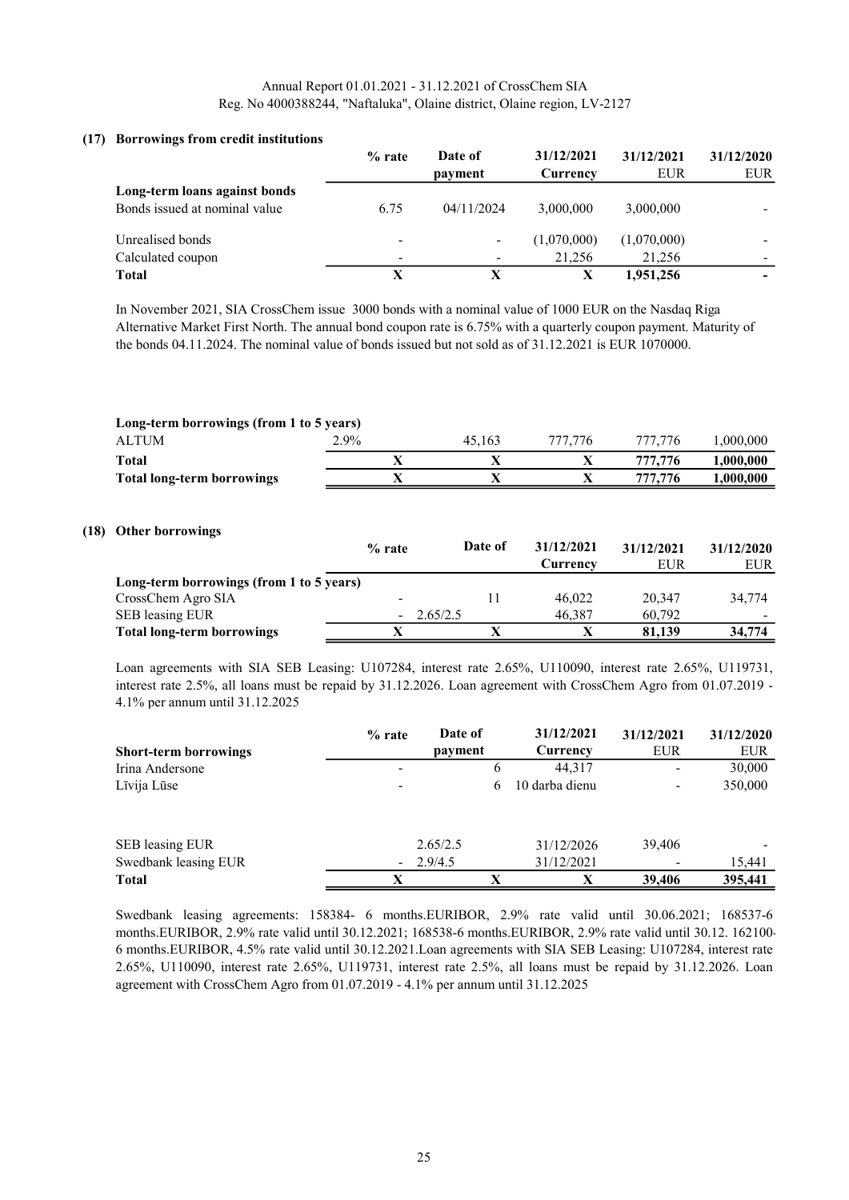### (17) Borrowings from credit institutions

| | % rate | Date of payment | 31/12/2021 Currency | 31/12/2021 EUR | 31/12/2020 EUR |
|---|---|---|---|---|---|
| **Long-term loans against bonds** | | | | | |
| Bonds issued at nominal value | 6.75 | 04/11/2024 | 3,000,000 | 3,000,000 | - |
| Unrealised bonds | - | - | (1,070,000) | (1,070,000) | - |
| Calculated coupon | - | - | 21,256 | 21,256 | - |
| **Total** | **X** | **X** | **X** | **1,951,256** | **-** |

In November 2021, SIA CrossChem issue 3000 bonds with a nominal value of 1000 EUR on the Nasdaq Riga Alternative Market First North. The annual bond coupon rate is 6.75% with a quarterly coupon payment. Maturity of the bonds 04.11.2024. The nominal value of bonds issued but not sold as of 31.12.2021 is EUR 1070000.

| **Long-term borrowings (from 1 to 5 years)** | | | | | |
|---|---|---|---|---|---|
| ALTUM | 2.9% | 45,163 | 777,776 | 777,776 | 1,000,000 |
| **Total** | **X** | **X** | **X** | **777,776** | **1,000,000** |
| **Total long-term borrowings** | **X** | **X** | **X** | **777,776** | **1,000,000** |

### (18) Other borrowings

| | % rate | Date of | 31/12/2021 Currency | 31/12/2021 EUR | 31/12/2020 EUR |
|---|---|---|---|---|---|
| **Long-term borrowings (from 1 to 5 years)** | | | | | |
| CrossChem Agro SIA | - | 11 | 46,022 | 20,347 | 34,774 |
| SEB leasing EUR | - | 2.65/2.5 | 46,387 | 60,792 | - |
| **Total long-term borrowings** | **X** | **X** | **X** | **81,139** | **34,774** |

Loan agreements with SIA SEB Leasing: U107284, interest rate 2.65%, U110090, interest rate 2.65%, U119731, interest rate 2.5%, all loans must be repaid by 31.12.2026. Loan agreement with CrossChem Agro from 01.07.2019 - 4.1% per annum until 31.12.2025

| **Short-term borrowings** | % rate | Date of payment | 31/12/2021 Currency | 31/12/2021 EUR | 31/12/2020 EUR |
|---|---|---|---|---|---|
| Irina Andersone | - | 6 | 44,317 | - | 30,000 |
| Līvija Lūse | - | 6 | 10 darba dienu | - | 350,000 |
| SEB leasing EUR | | 2.65/2.5 | 31/12/2026 | 39,406 | - |
| Swedbank leasing EUR | - | 2.9/4.5 | 31/12/2021 | - | 15,441 |
| **Total** | **X** | **X** | **X** | **39,406** | **395,441** |

Swedbank leasing agreements: 158384- 6 months.EURIBOR, 2.9% rate valid until 30.06.2021; 168537-6 months.EURIBOR, 2.9% rate valid until 30.12.2021; 168538-6 months.EURIBOR, 2.9% rate valid until 30.12. 162100-6 months.EURIBOR, 4.5% rate valid until 30.12.2021.Loan agreements with SIA SEB Leasing: U107284, interest rate 2.65%, U110090, interest rate 2.65%, U119731, interest rate 2.5%, all loans must be repaid by 31.12.2026. Loan agreement with CrossChem Agro from 01.07.2019 - 4.1% per annum until 31.12.2025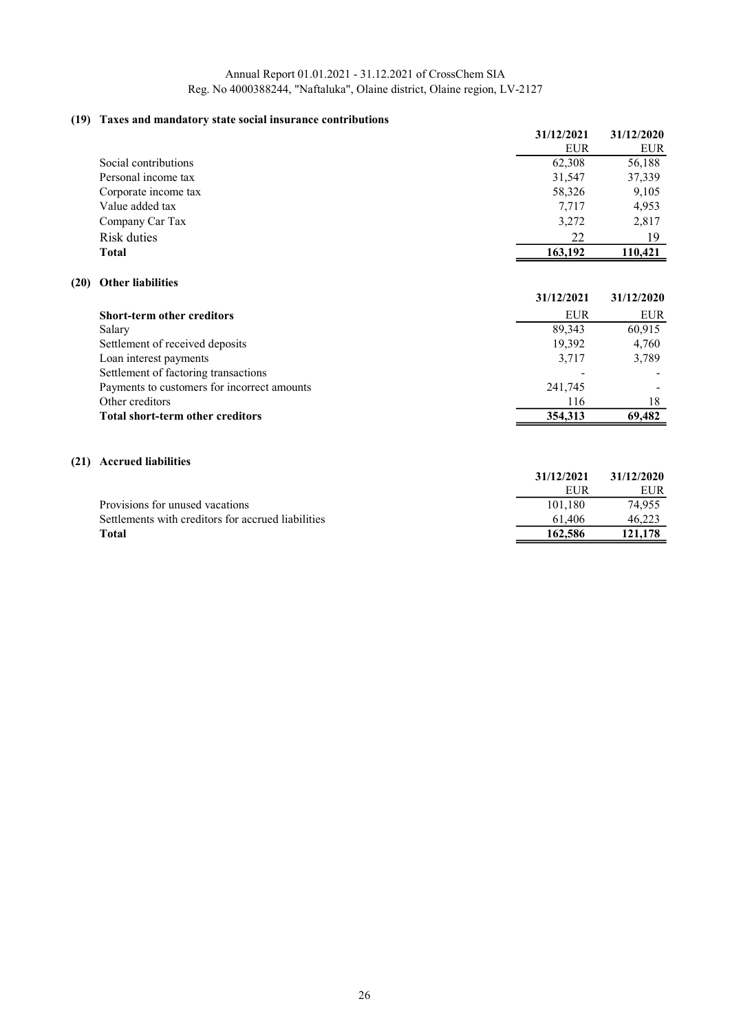Annual Report 01.01.2021 - 31.12.2021 of CrossChem SIA
Reg. No 4000388244, "Naftaluka", Olaine district, Olaine region, LV-2127

## (19) Taxes and mandatory state social insurance contributions

| | 31/12/2021 | 31/12/2020 |
|---|---|---|
| | EUR | EUR |
| Social contributions | 62,308 | 56,188 |
| Personal income tax | 31,547 | 37,339 |
| Corporate income tax | 58,326 | 9,105 |
| Value added tax | 7,717 | 4,953 |
| Company Car Tax | 3,272 | 2,817 |
| Risk duties | 22 | 19 |
| **Total** | **163,192** | **110,421** |

## (20) Other liabilities

| | 31/12/2021 | 31/12/2020 |
|---|---|---|
| **Short-term other creditors** | EUR | EUR |
| Salary | 89,343 | 60,915 |
| Settlement of received deposits | 19,392 | 4,760 |
| Loan interest payments | 3,717 | 3,789 |
| Settlement of factoring transactions | - | - |
| Payments to customers for incorrect amounts | 241,745 | - |
| Other creditors | 116 | 18 |
| **Total short-term other creditors** | **354,313** | **69,482** |

## (21) Accrued liabilities

| | 31/12/2021 | 31/12/2020 |
|---|---|---|
| | EUR | EUR |
| Provisions for unused vacations | 101,180 | 74,955 |
| Settlements with creditors for accrued liabilities | 61,406 | 46,223 |
| **Total** | **162,586** | **121,178** |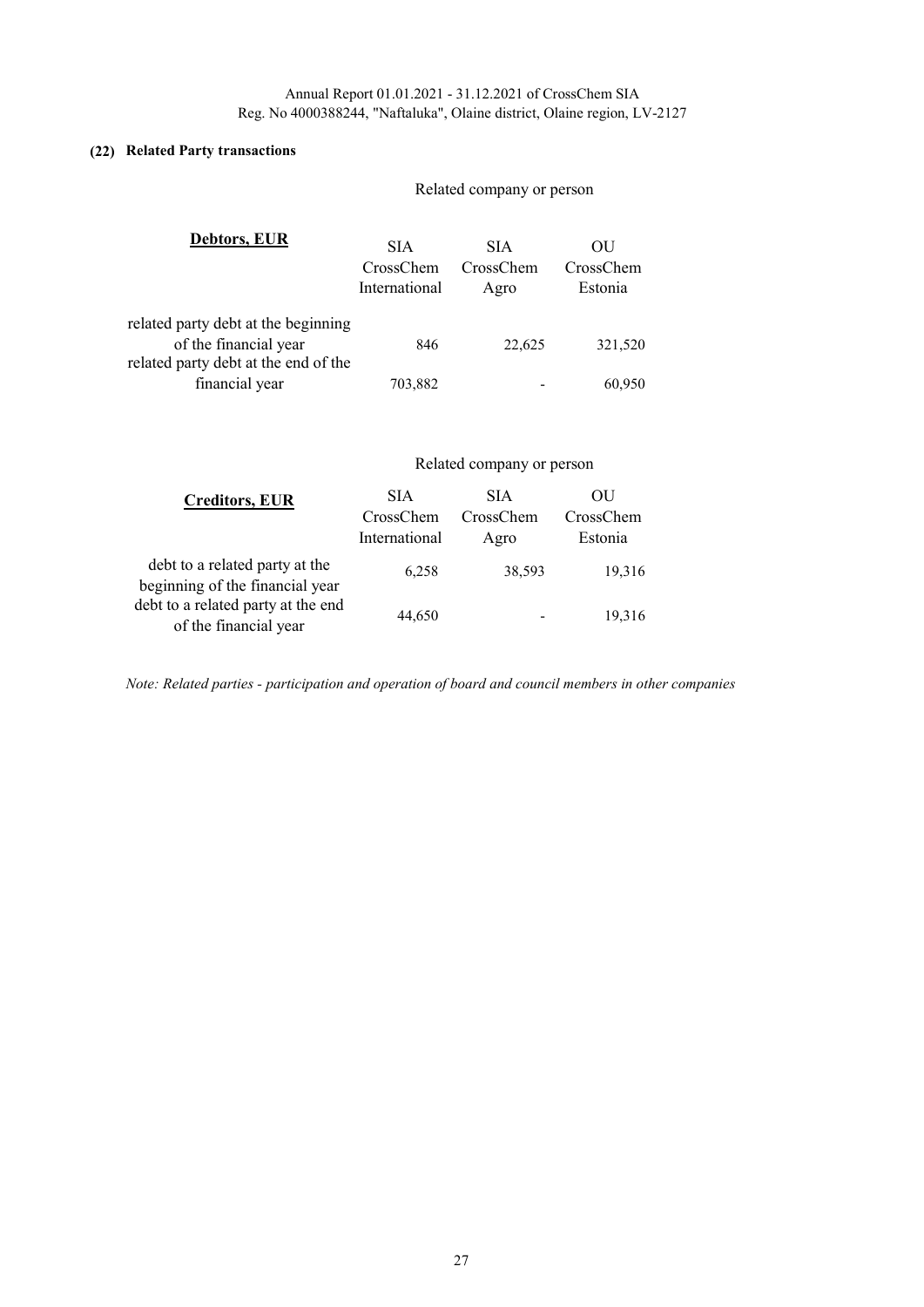## (22) Related Party transactions

| Debtors, EUR | Related company or person | | |
|---|---|---|---|
| | SIA CrossChem International | SIA CrossChem Agro | OU CrossChem Estonia |
| related party debt at the beginning of the financial year | 846 | 22,625 | 321,520 |
| related party debt at the end of the financial year | 703,882 | - | 60,950 |

| Creditors, EUR | Related company or person | | |
|---|---|---|---|
| | SIA CrossChem International | SIA CrossChem Agro | OU CrossChem Estonia |
| debt to a related party at the beginning of the financial year | 6,258 | 38,593 | 19,316 |
| debt to a related party at the end of the financial year | 44,650 | - | 19,316 |

*Note: Related parties - participation and operation of board and council members in other companies*